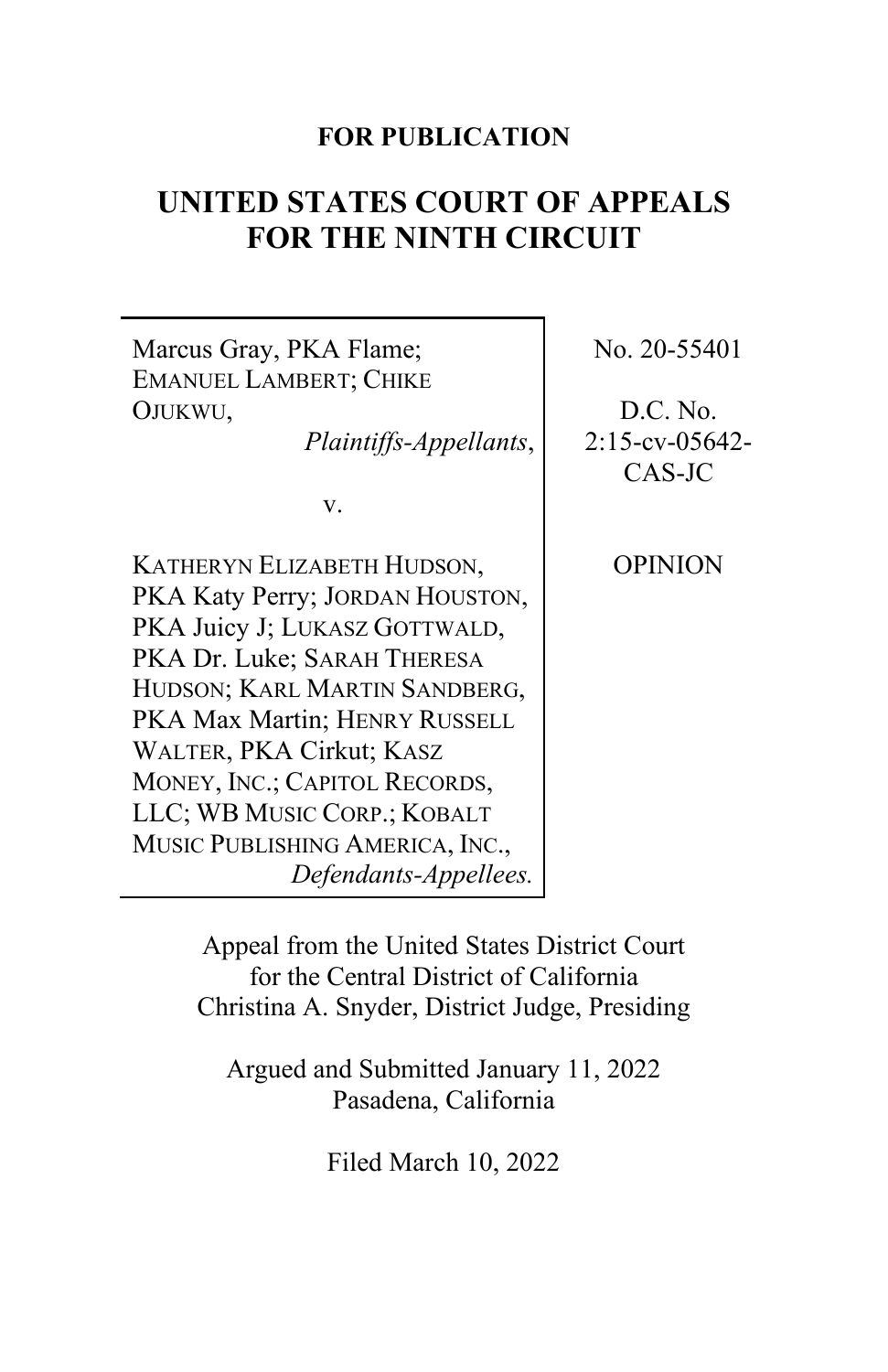**FOR PUBLICATION**

# UNITED STATES COURT OF APPEALS FOR THE NINTH CIRCUIT

| | |
|---|---|
| Marcus Gray, PKA Flame; Emanuel Lambert; Chike Ojukwu, *Plaintiffs-Appellants*, v. Katheryn Elizabeth Hudson, PKA Katy Perry; Jordan Houston, PKA Juicy J; Lukasz Gottwald, PKA Dr. Luke; Sarah Theresa Hudson; Karl Martin Sandberg, PKA Max Martin; Henry Russell Walter, PKA Cirkut; Kasz Money, Inc.; Capitol Records, LLC; WB Music Corp.; Kobalt Music Publishing America, Inc., *Defendants-Appellees.* | No. 20-55401<br><br>D.C. No. 2:15-cv-05642-CAS-JC<br><br>OPINION |

Appeal from the United States District Court for the Central District of California
Christina A. Snyder, District Judge, Presiding

Argued and Submitted January 11, 2022
Pasadena, California

Filed March 10, 2022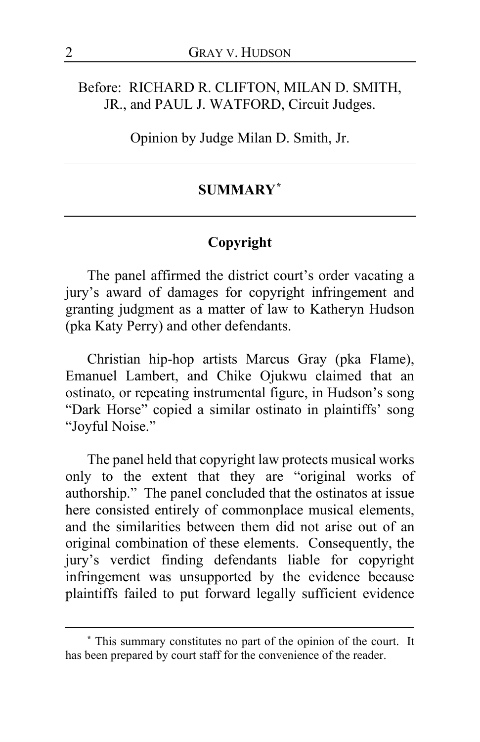Before: RICHARD R. CLIFTON, MILAN D. SMITH, JR., and PAUL J. WATFORD, Circuit Judges.

Opinion by Judge Milan D. Smith, Jr.

---

## SUMMARY[*]

---

### Copyright

The panel affirmed the district court's order vacating a jury's award of damages for copyright infringement and granting judgment as a matter of law to Katheryn Hudson (pka Katy Perry) and other defendants.

Christian hip-hop artists Marcus Gray (pka Flame), Emanuel Lambert, and Chike Ojukwu claimed that an ostinato, or repeating instrumental figure, in Hudson's song "Dark Horse" copied a similar ostinato in plaintiffs' song "Joyful Noise."

The panel held that copyright law protects musical works only to the extent that they are "original works of authorship." The panel concluded that the ostinatos at issue here consisted entirely of commonplace musical elements, and the similarities between them did not arise out of an original combination of these elements. Consequently, the jury's verdict finding defendants liable for copyright infringement was unsupported by the evidence because plaintiffs failed to put forward legally sufficient evidence

---

[*] This summary constitutes no part of the opinion of the court. It has been prepared by court staff for the convenience of the reader.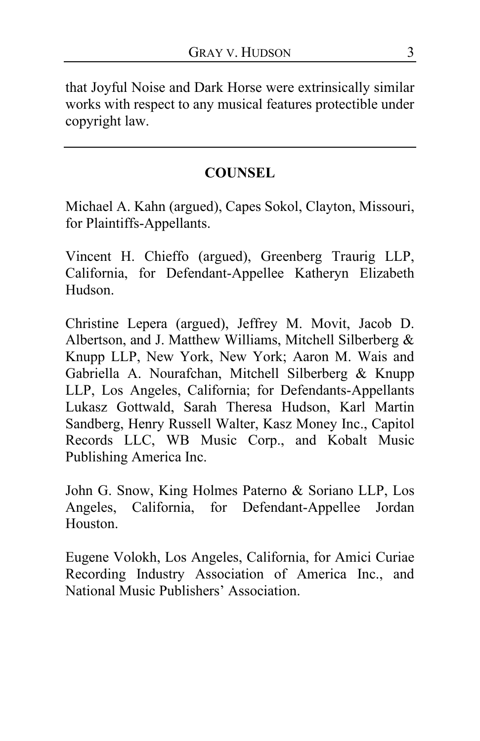that Joyful Noise and Dark Horse were extrinsically similar works with respect to any musical features protectible under copyright law.

---

## COUNSEL

Michael A. Kahn (argued), Capes Sokol, Clayton, Missouri, for Plaintiffs-Appellants.

Vincent H. Chieffo (argued), Greenberg Traurig LLP, California, for Defendant-Appellee Katheryn Elizabeth Hudson.

Christine Lepera (argued), Jeffrey M. Movit, Jacob D. Albertson, and J. Matthew Williams, Mitchell Silberberg & Knupp LLP, New York, New York; Aaron M. Wais and Gabriella A. Nourafchan, Mitchell Silberberg & Knupp LLP, Los Angeles, California; for Defendants-Appellants Lukasz Gottwald, Sarah Theresa Hudson, Karl Martin Sandberg, Henry Russell Walter, Kasz Money Inc., Capitol Records LLC, WB Music Corp., and Kobalt Music Publishing America Inc.

John G. Snow, King Holmes Paterno & Soriano LLP, Los Angeles, California, for Defendant-Appellee Jordan Houston.

Eugene Volokh, Los Angeles, California, for Amici Curiae Recording Industry Association of America Inc., and National Music Publishers' Association.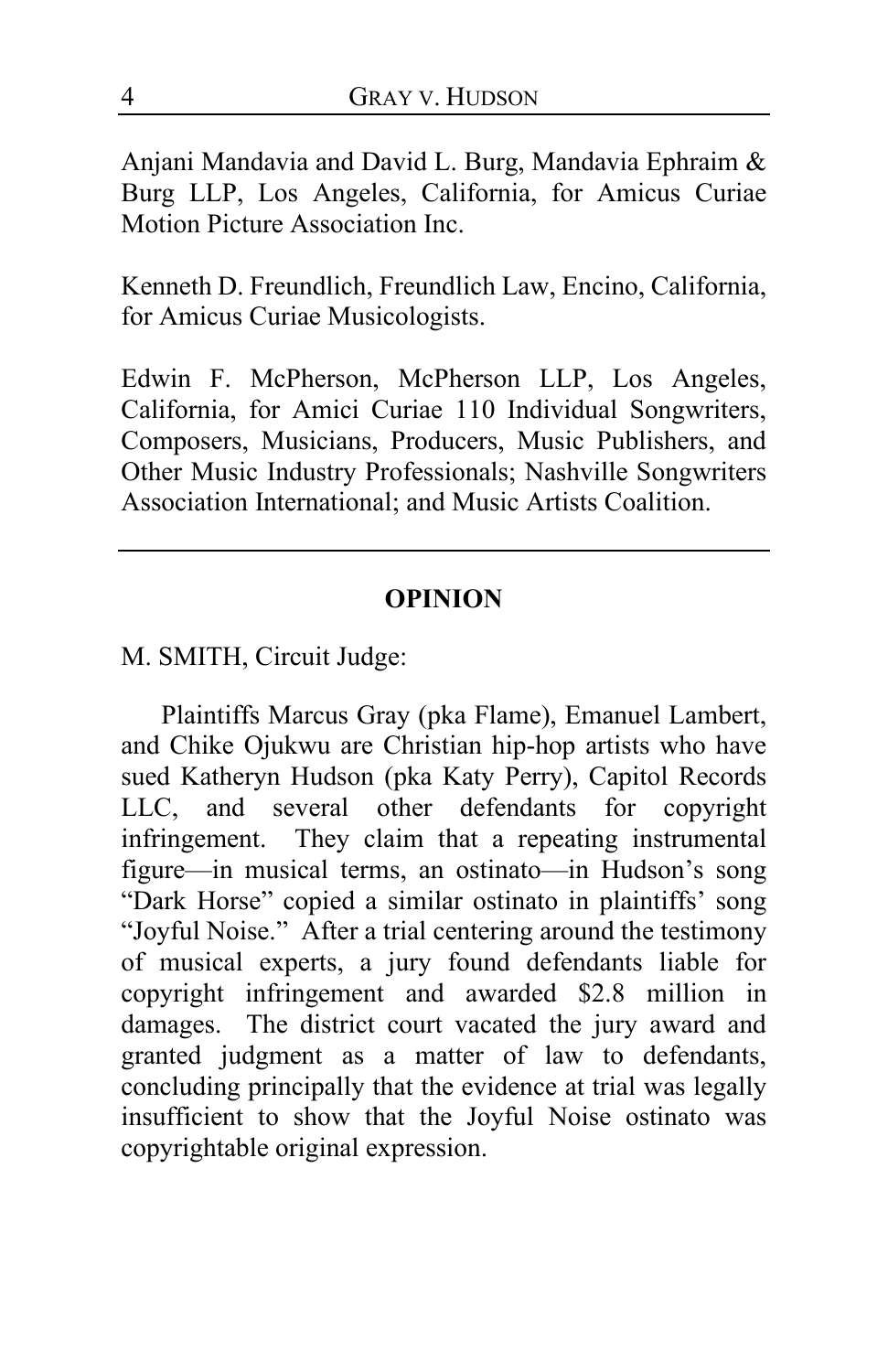Anjani Mandavia and David L. Burg, Mandavia Ephraim & Burg LLP, Los Angeles, California, for Amicus Curiae Motion Picture Association Inc.

Kenneth D. Freundlich, Freundlich Law, Encino, California, for Amicus Curiae Musicologists.

Edwin F. McPherson, McPherson LLP, Los Angeles, California, for Amici Curiae 110 Individual Songwriters, Composers, Musicians, Producers, Music Publishers, and Other Music Industry Professionals; Nashville Songwriters Association International; and Music Artists Coalition.

---

## OPINION

M. SMITH, Circuit Judge:

Plaintiffs Marcus Gray (pka Flame), Emanuel Lambert, and Chike Ojukwu are Christian hip-hop artists who have sued Katheryn Hudson (pka Katy Perry), Capitol Records LLC, and several other defendants for copyright infringement. They claim that a repeating instrumental figure—in musical terms, an ostinato—in Hudson's song "Dark Horse" copied a similar ostinato in plaintiffs' song "Joyful Noise." After a trial centering around the testimony of musical experts, a jury found defendants liable for copyright infringement and awarded $2.8 million in damages. The district court vacated the jury award and granted judgment as a matter of law to defendants, concluding principally that the evidence at trial was legally insufficient to show that the Joyful Noise ostinato was copyrightable original expression.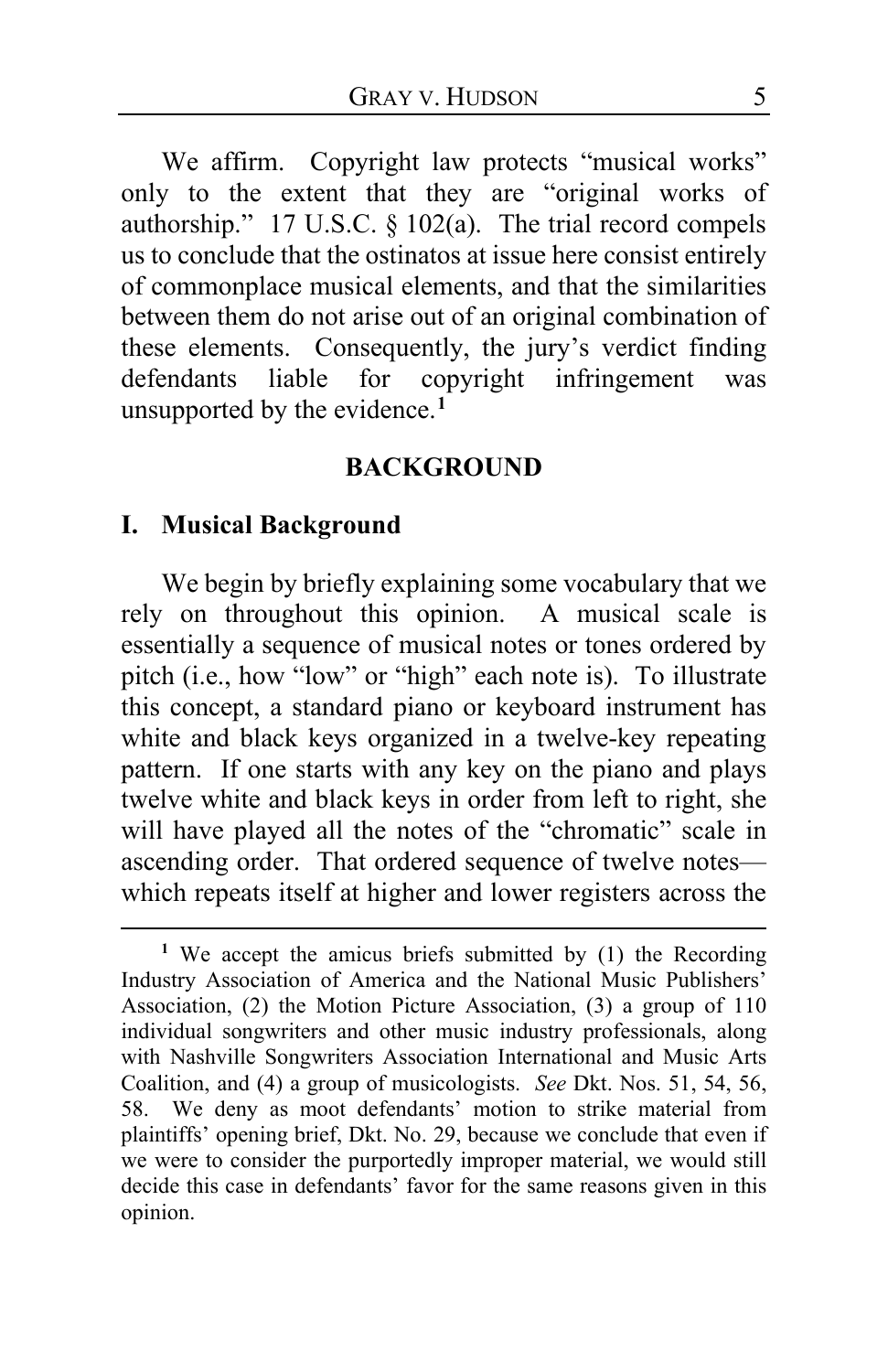We affirm. Copyright law protects "musical works" only to the extent that they are "original works of authorship." 17 U.S.C. § 102(a). The trial record compels us to conclude that the ostinatos at issue here consist entirely of commonplace musical elements, and that the similarities between them do not arise out of an original combination of these elements. Consequently, the jury's verdict finding defendants liable for copyright infringement was unsupported by the evidence.[1]

## BACKGROUND

### I. Musical Background

We begin by briefly explaining some vocabulary that we rely on throughout this opinion. A musical scale is essentially a sequence of musical notes or tones ordered by pitch (i.e., how "low" or "high" each note is). To illustrate this concept, a standard piano or keyboard instrument has white and black keys organized in a twelve-key repeating pattern. If one starts with any key on the piano and plays twelve white and black keys in order from left to right, she will have played all the notes of the "chromatic" scale in ascending order. That ordered sequence of twelve notes—which repeats itself at higher and lower registers across the

---

[1] We accept the amicus briefs submitted by (1) the Recording Industry Association of America and the National Music Publishers' Association, (2) the Motion Picture Association, (3) a group of 110 individual songwriters and other music industry professionals, along with Nashville Songwriters Association International and Music Arts Coalition, and (4) a group of musicologists. *See* Dkt. Nos. 51, 54, 56, 58. We deny as moot defendants' motion to strike material from plaintiffs' opening brief, Dkt. No. 29, because we conclude that even if we were to consider the purportedly improper material, we would still decide this case in defendants' favor for the same reasons given in this opinion.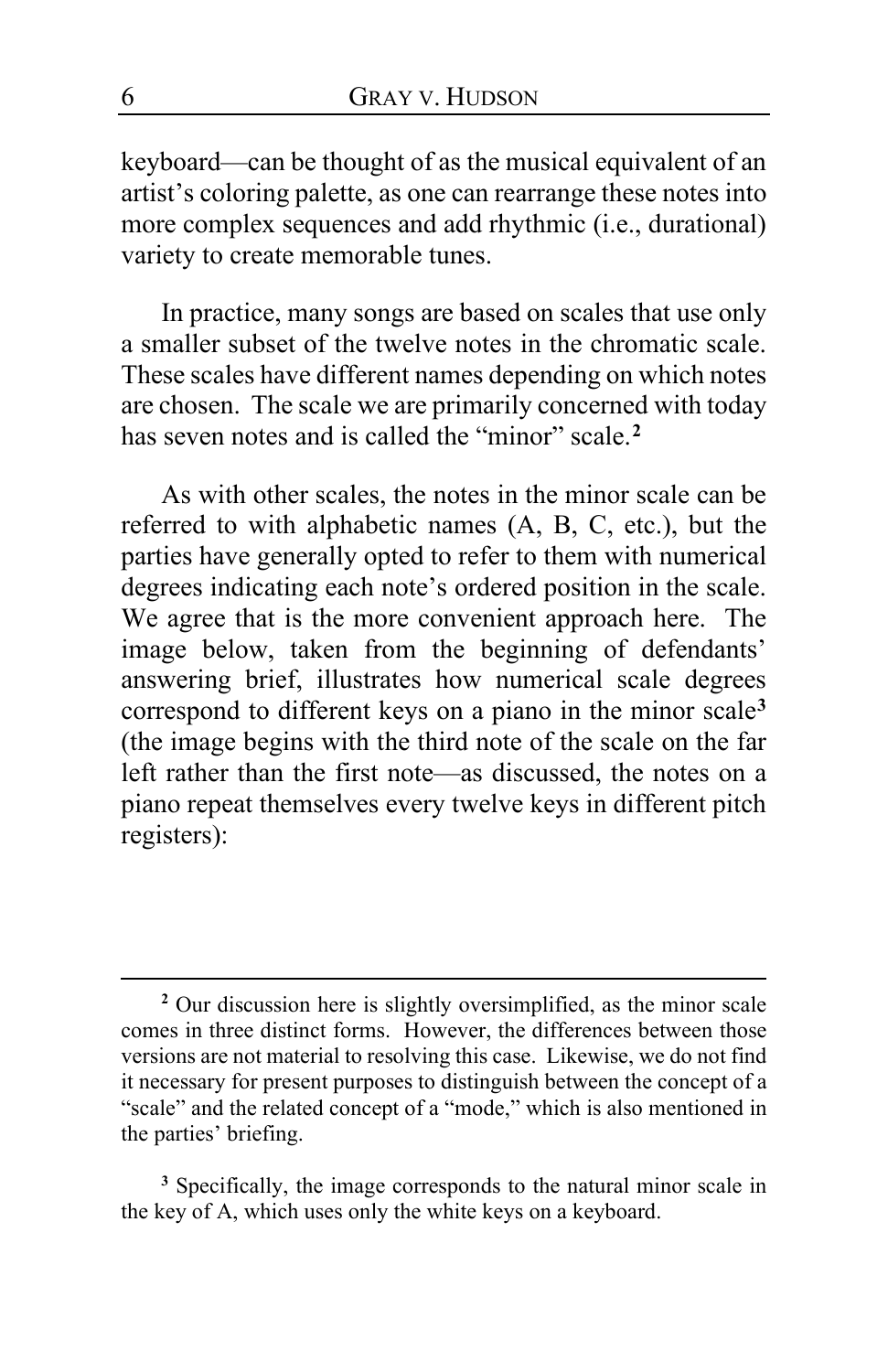keyboard—can be thought of as the musical equivalent of an artist's coloring palette, as one can rearrange these notes into more complex sequences and add rhythmic (i.e., durational) variety to create memorable tunes.

In practice, many songs are based on scales that use only a smaller subset of the twelve notes in the chromatic scale. These scales have different names depending on which notes are chosen. The scale we are primarily concerned with today has seven notes and is called the "minor" scale.[2]

As with other scales, the notes in the minor scale can be referred to with alphabetic names (A, B, C, etc.), but the parties have generally opted to refer to them with numerical degrees indicating each note's ordered position in the scale. We agree that is the more convenient approach here. The image below, taken from the beginning of defendants' answering brief, illustrates how numerical scale degrees correspond to different keys on a piano in the minor scale[3] (the image begins with the third note of the scale on the far left rather than the first note—as discussed, the notes on a piano repeat themselves every twelve keys in different pitch registers):

---

[2] Our discussion here is slightly oversimplified, as the minor scale comes in three distinct forms. However, the differences between those versions are not material to resolving this case. Likewise, we do not find it necessary for present purposes to distinguish between the concept of a "scale" and the related concept of a "mode," which is also mentioned in the parties' briefing.

[3] Specifically, the image corresponds to the natural minor scale in the key of A, which uses only the white keys on a keyboard.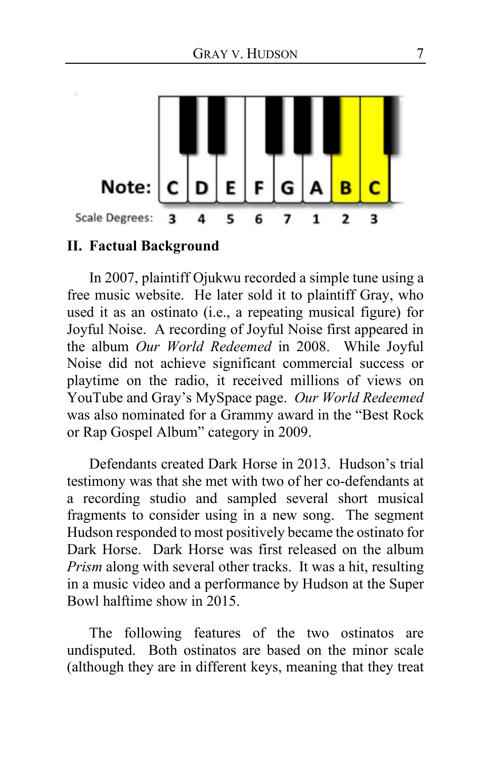| Note: | C | D | E | F | G | A | B | C |
|---|---|---|---|---|---|---|---|---|
| Scale Degrees: | 3 | 4 | 5 | 6 | 7 | 1 | 2 | 3 |

## II. Factual Background

In 2007, plaintiff Ojukwu recorded a simple tune using a free music website. He later sold it to plaintiff Gray, who used it as an ostinato (i.e., a repeating musical figure) for Joyful Noise. A recording of Joyful Noise first appeared in the album *Our World Redeemed* in 2008. While Joyful Noise did not achieve significant commercial success or playtime on the radio, it received millions of views on YouTube and Gray's MySpace page. *Our World Redeemed* was also nominated for a Grammy award in the "Best Rock or Rap Gospel Album" category in 2009.

Defendants created Dark Horse in 2013. Hudson's trial testimony was that she met with two of her co-defendants at a recording studio and sampled several short musical fragments to consider using in a new song. The segment Hudson responded to most positively became the ostinato for Dark Horse. Dark Horse was first released on the album *Prism* along with several other tracks. It was a hit, resulting in a music video and a performance by Hudson at the Super Bowl halftime show in 2015.

The following features of the two ostinatos are undisputed. Both ostinatos are based on the minor scale (although they are in different keys, meaning that they treat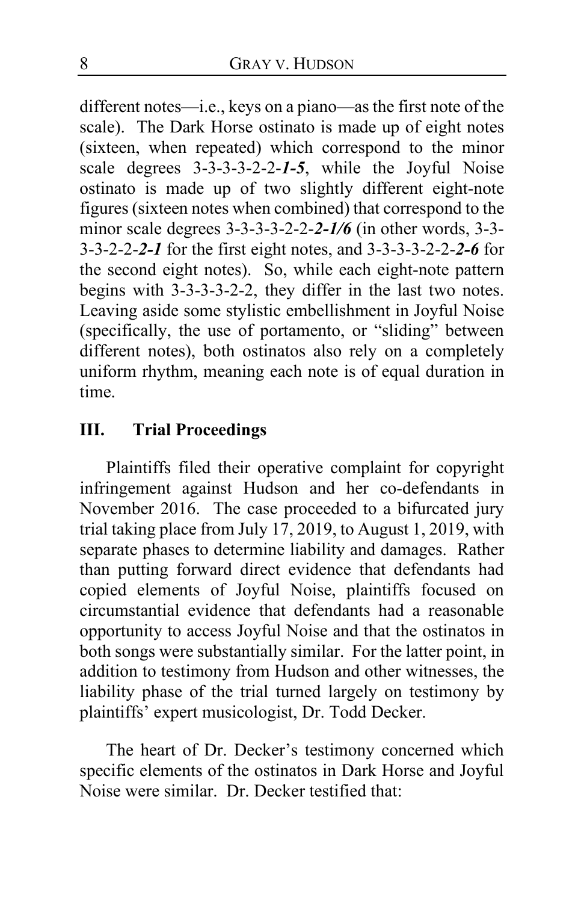different notes—i.e., keys on a piano—as the first note of the scale). The Dark Horse ostinato is made up of eight notes (sixteen, when repeated) which correspond to the minor scale degrees 3-3-3-3-2-2-***1-5***, while the Joyful Noise ostinato is made up of two slightly different eight-note figures (sixteen notes when combined) that correspond to the minor scale degrees 3-3-3-3-2-2-***2-1/6*** (in other words, 3-3-3-3-2-2-***2-1*** for the first eight notes, and 3-3-3-3-2-2-***2-6*** for the second eight notes). So, while each eight-note pattern begins with 3-3-3-3-2-2, they differ in the last two notes. Leaving aside some stylistic embellishment in Joyful Noise (specifically, the use of portamento, or "sliding" between different notes), both ostinatos also rely on a completely uniform rhythm, meaning each note is of equal duration in time.

## III. Trial Proceedings

Plaintiffs filed their operative complaint for copyright infringement against Hudson and her co-defendants in November 2016. The case proceeded to a bifurcated jury trial taking place from July 17, 2019, to August 1, 2019, with separate phases to determine liability and damages. Rather than putting forward direct evidence that defendants had copied elements of Joyful Noise, plaintiffs focused on circumstantial evidence that defendants had a reasonable opportunity to access Joyful Noise and that the ostinatos in both songs were substantially similar. For the latter point, in addition to testimony from Hudson and other witnesses, the liability phase of the trial turned largely on testimony by plaintiffs' expert musicologist, Dr. Todd Decker.

The heart of Dr. Decker's testimony concerned which specific elements of the ostinatos in Dark Horse and Joyful Noise were similar. Dr. Decker testified that: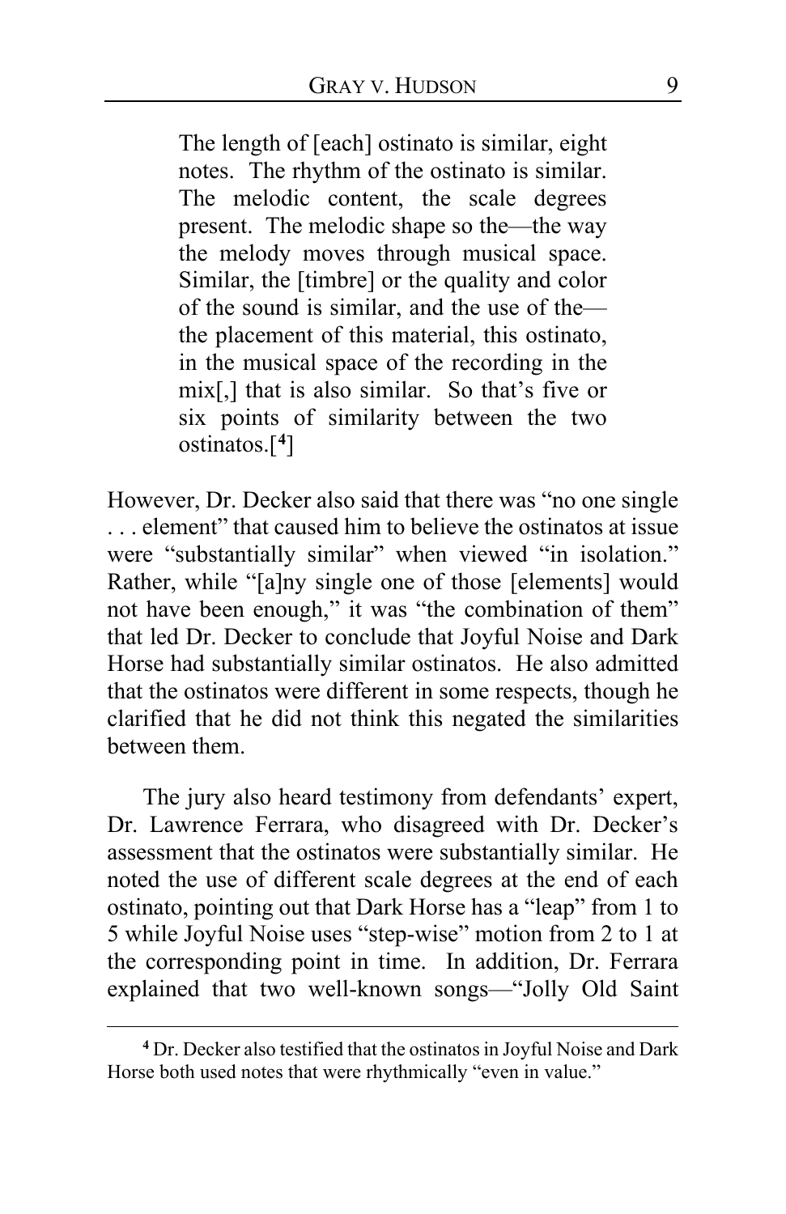> The length of [each] ostinato is similar, eight notes. The rhythm of the ostinato is similar. The melodic content, the scale degrees present. The melodic shape so the—the way the melody moves through musical space. Similar, the [timbre] or the quality and color of the sound is similar, and the use of the—the placement of this material, this ostinato, in the musical space of the recording in the mix[,] that is also similar. So that's five or six points of similarity between the two ostinatos.[4]

However, Dr. Decker also said that there was "no one single . . . element" that caused him to believe the ostinatos at issue were "substantially similar" when viewed "in isolation." Rather, while "[a]ny single one of those [elements] would not have been enough," it was "the combination of them" that led Dr. Decker to conclude that Joyful Noise and Dark Horse had substantially similar ostinatos. He also admitted that the ostinatos were different in some respects, though he clarified that he did not think this negated the similarities between them.

The jury also heard testimony from defendants' expert, Dr. Lawrence Ferrara, who disagreed with Dr. Decker's assessment that the ostinatos were substantially similar. He noted the use of different scale degrees at the end of each ostinato, pointing out that Dark Horse has a "leap" from 1 to 5 while Joyful Noise uses "step-wise" motion from 2 to 1 at the corresponding point in time. In addition, Dr. Ferrara explained that two well-known songs—"Jolly Old Saint

---

[4] Dr. Decker also testified that the ostinatos in Joyful Noise and Dark Horse both used notes that were rhythmically "even in value."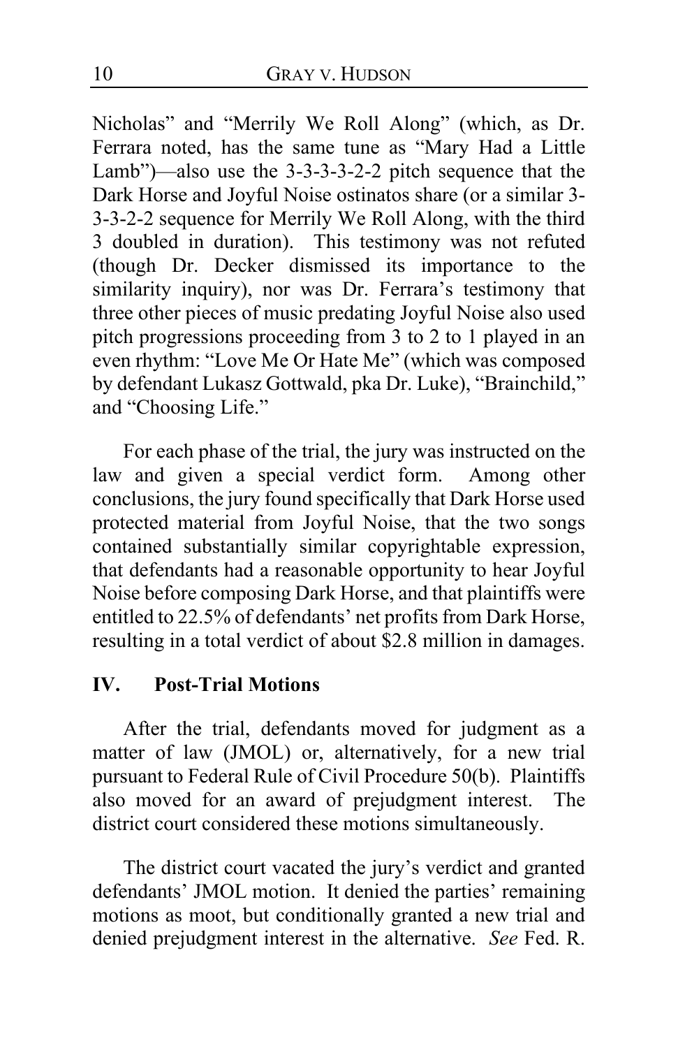Nicholas" and "Merrily We Roll Along" (which, as Dr. Ferrara noted, has the same tune as "Mary Had a Little Lamb")—also use the 3-3-3-3-2-2 pitch sequence that the Dark Horse and Joyful Noise ostinatos share (or a similar 3-3-3-2-2 sequence for Merrily We Roll Along, with the third 3 doubled in duration). This testimony was not refuted (though Dr. Decker dismissed its importance to the similarity inquiry), nor was Dr. Ferrara's testimony that three other pieces of music predating Joyful Noise also used pitch progressions proceeding from 3 to 2 to 1 played in an even rhythm: "Love Me Or Hate Me" (which was composed by defendant Lukasz Gottwald, pka Dr. Luke), "Brainchild," and "Choosing Life."

For each phase of the trial, the jury was instructed on the law and given a special verdict form. Among other conclusions, the jury found specifically that Dark Horse used protected material from Joyful Noise, that the two songs contained substantially similar copyrightable expression, that defendants had a reasonable opportunity to hear Joyful Noise before composing Dark Horse, and that plaintiffs were entitled to 22.5% of defendants' net profits from Dark Horse, resulting in a total verdict of about $2.8 million in damages.

## IV. Post-Trial Motions

After the trial, defendants moved for judgment as a matter of law (JMOL) or, alternatively, for a new trial pursuant to Federal Rule of Civil Procedure 50(b). Plaintiffs also moved for an award of prejudgment interest. The district court considered these motions simultaneously.

The district court vacated the jury's verdict and granted defendants' JMOL motion. It denied the parties' remaining motions as moot, but conditionally granted a new trial and denied prejudgment interest in the alternative. *See* Fed. R.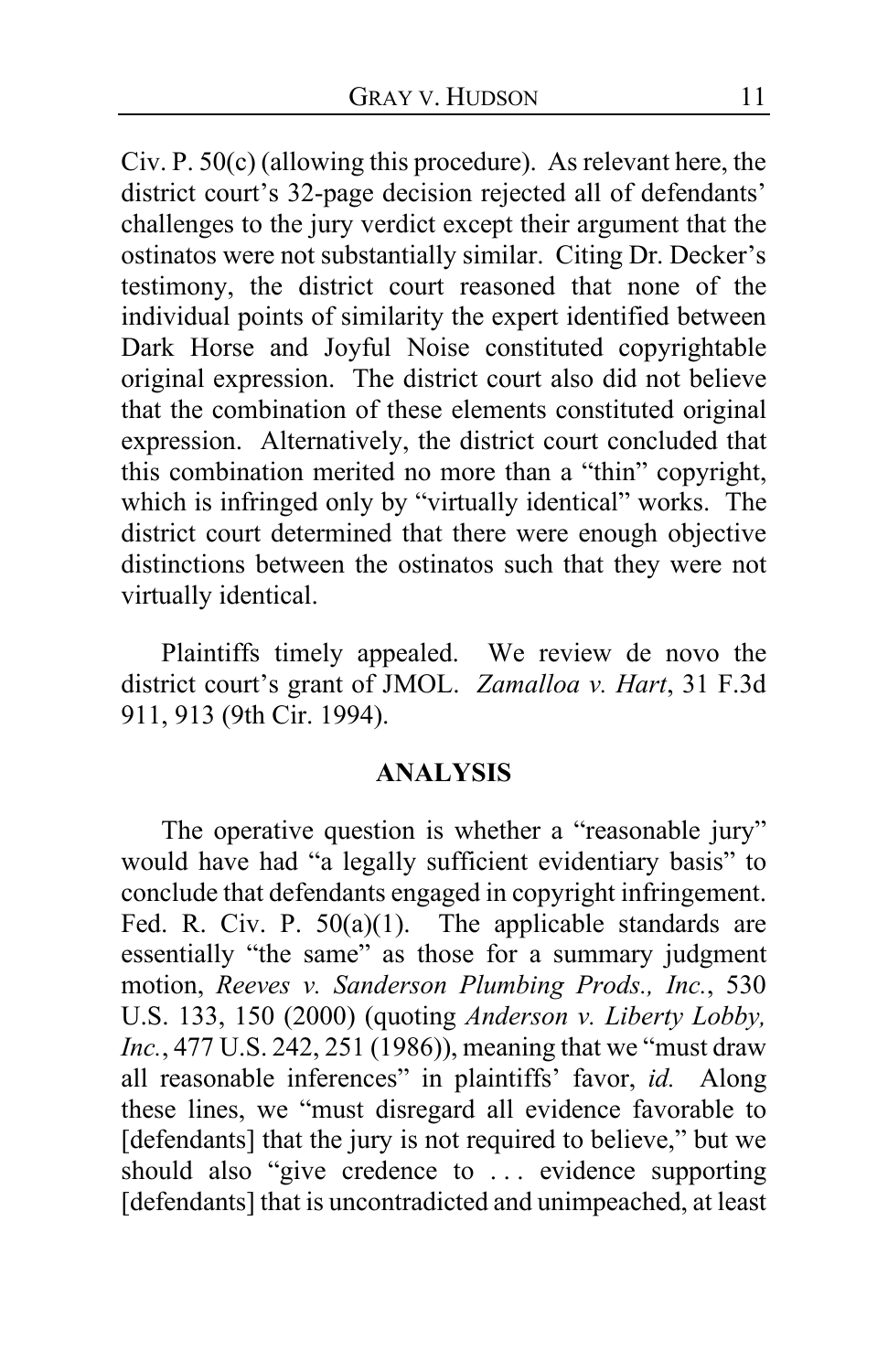Civ. P. 50(c) (allowing this procedure). As relevant here, the district court's 32-page decision rejected all of defendants' challenges to the jury verdict except their argument that the ostinatos were not substantially similar. Citing Dr. Decker's testimony, the district court reasoned that none of the individual points of similarity the expert identified between Dark Horse and Joyful Noise constituted copyrightable original expression. The district court also did not believe that the combination of these elements constituted original expression. Alternatively, the district court concluded that this combination merited no more than a "thin" copyright, which is infringed only by "virtually identical" works. The district court determined that there were enough objective distinctions between the ostinatos such that they were not virtually identical.

Plaintiffs timely appealed. We review de novo the district court's grant of JMOL. *Zamalloa v. Hart*, 31 F.3d 911, 913 (9th Cir. 1994).

## ANALYSIS

The operative question is whether a "reasonable jury" would have had "a legally sufficient evidentiary basis" to conclude that defendants engaged in copyright infringement. Fed. R. Civ. P. 50(a)(1). The applicable standards are essentially "the same" as those for a summary judgment motion, *Reeves v. Sanderson Plumbing Prods., Inc.*, 530 U.S. 133, 150 (2000) (quoting *Anderson v. Liberty Lobby, Inc.*, 477 U.S. 242, 251 (1986)), meaning that we "must draw all reasonable inferences" in plaintiffs' favor, *id.* Along these lines, we "must disregard all evidence favorable to [defendants] that the jury is not required to believe," but we should also "give credence to . . . evidence supporting [defendants] that is uncontradicted and unimpeached, at least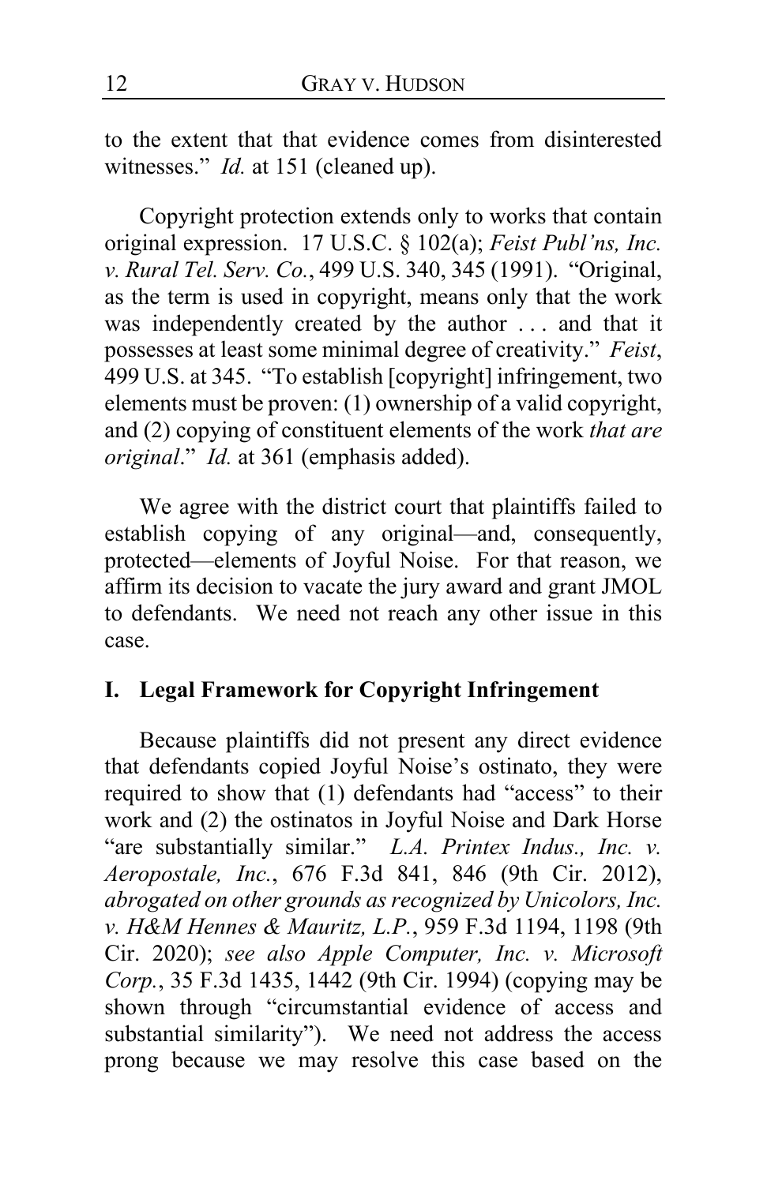to the extent that that evidence comes from disinterested witnesses." *Id.* at 151 (cleaned up).

Copyright protection extends only to works that contain original expression. 17 U.S.C. § 102(a); *Feist Publ'ns, Inc. v. Rural Tel. Serv. Co.*, 499 U.S. 340, 345 (1991). "Original, as the term is used in copyright, means only that the work was independently created by the author . . . and that it possesses at least some minimal degree of creativity." *Feist*, 499 U.S. at 345. "To establish [copyright] infringement, two elements must be proven: (1) ownership of a valid copyright, and (2) copying of constituent elements of the work *that are original*." *Id.* at 361 (emphasis added).

We agree with the district court that plaintiffs failed to establish copying of any original—and, consequently, protected—elements of Joyful Noise. For that reason, we affirm its decision to vacate the jury award and grant JMOL to defendants. We need not reach any other issue in this case.

## I. Legal Framework for Copyright Infringement

Because plaintiffs did not present any direct evidence that defendants copied Joyful Noise's ostinato, they were required to show that (1) defendants had "access" to their work and (2) the ostinatos in Joyful Noise and Dark Horse "are substantially similar." *L.A. Printex Indus., Inc. v. Aeropostale, Inc.*, 676 F.3d 841, 846 (9th Cir. 2012), *abrogated on other grounds as recognized by Unicolors, Inc. v. H&M Hennes & Mauritz, L.P.*, 959 F.3d 1194, 1198 (9th Cir. 2020); *see also Apple Computer, Inc. v. Microsoft Corp.*, 35 F.3d 1435, 1442 (9th Cir. 1994) (copying may be shown through "circumstantial evidence of access and substantial similarity"). We need not address the access prong because we may resolve this case based on the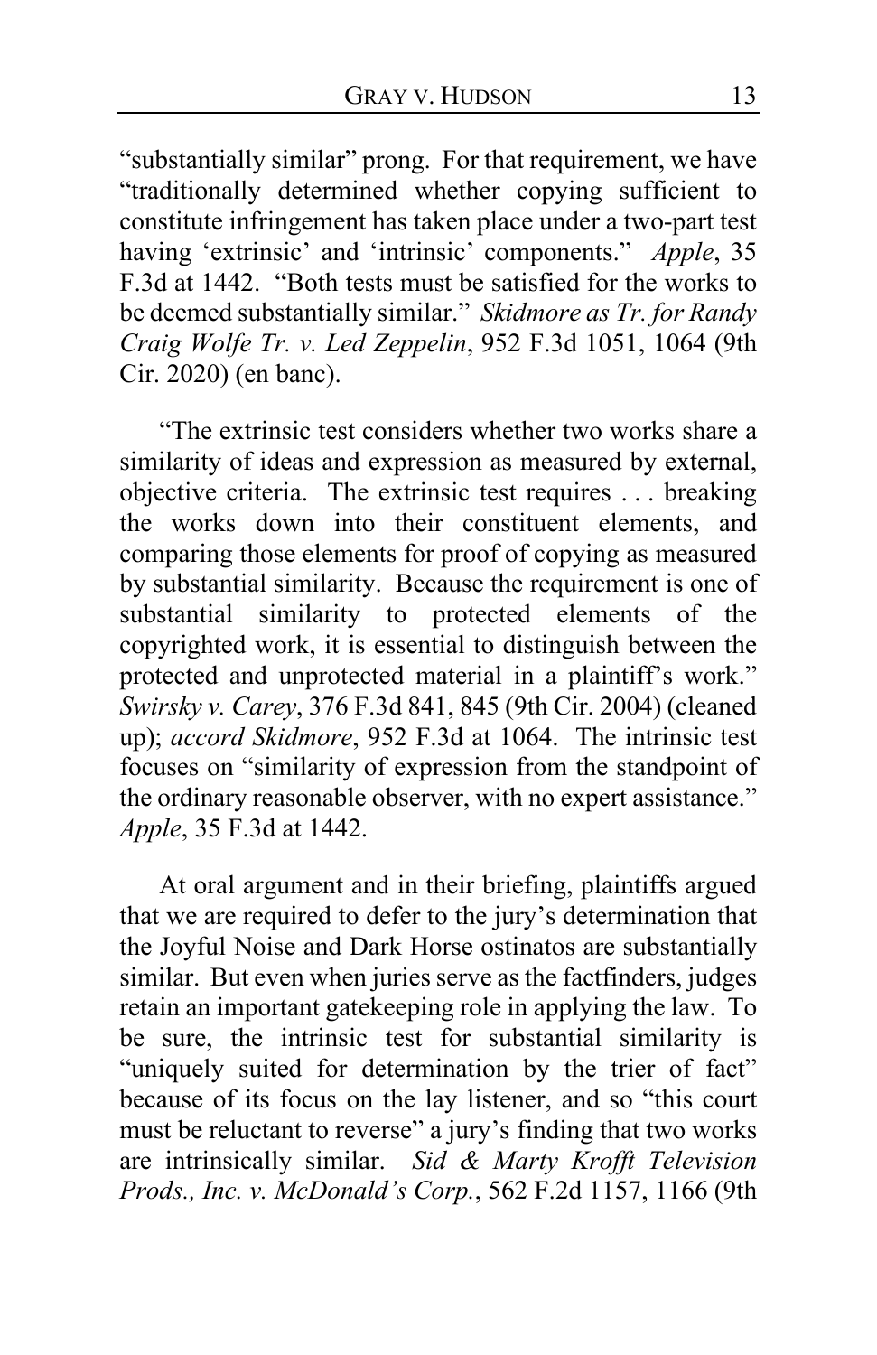"substantially similar" prong. For that requirement, we have "traditionally determined whether copying sufficient to constitute infringement has taken place under a two-part test having 'extrinsic' and 'intrinsic' components." *Apple*, 35 F.3d at 1442. "Both tests must be satisfied for the works to be deemed substantially similar." *Skidmore as Tr. for Randy Craig Wolfe Tr. v. Led Zeppelin*, 952 F.3d 1051, 1064 (9th Cir. 2020) (en banc).

"The extrinsic test considers whether two works share a similarity of ideas and expression as measured by external, objective criteria. The extrinsic test requires . . . breaking the works down into their constituent elements, and comparing those elements for proof of copying as measured by substantial similarity. Because the requirement is one of substantial similarity to protected elements of the copyrighted work, it is essential to distinguish between the protected and unprotected material in a plaintiff's work." *Swirsky v. Carey*, 376 F.3d 841, 845 (9th Cir. 2004) (cleaned up); *accord Skidmore*, 952 F.3d at 1064. The intrinsic test focuses on "similarity of expression from the standpoint of the ordinary reasonable observer, with no expert assistance." *Apple*, 35 F.3d at 1442.

At oral argument and in their briefing, plaintiffs argued that we are required to defer to the jury's determination that the Joyful Noise and Dark Horse ostinatos are substantially similar. But even when juries serve as the factfinders, judges retain an important gatekeeping role in applying the law. To be sure, the intrinsic test for substantial similarity is "uniquely suited for determination by the trier of fact" because of its focus on the lay listener, and so "this court must be reluctant to reverse" a jury's finding that two works are intrinsically similar. *Sid & Marty Krofft Television Prods., Inc. v. McDonald's Corp.*, 562 F.2d 1157, 1166 (9th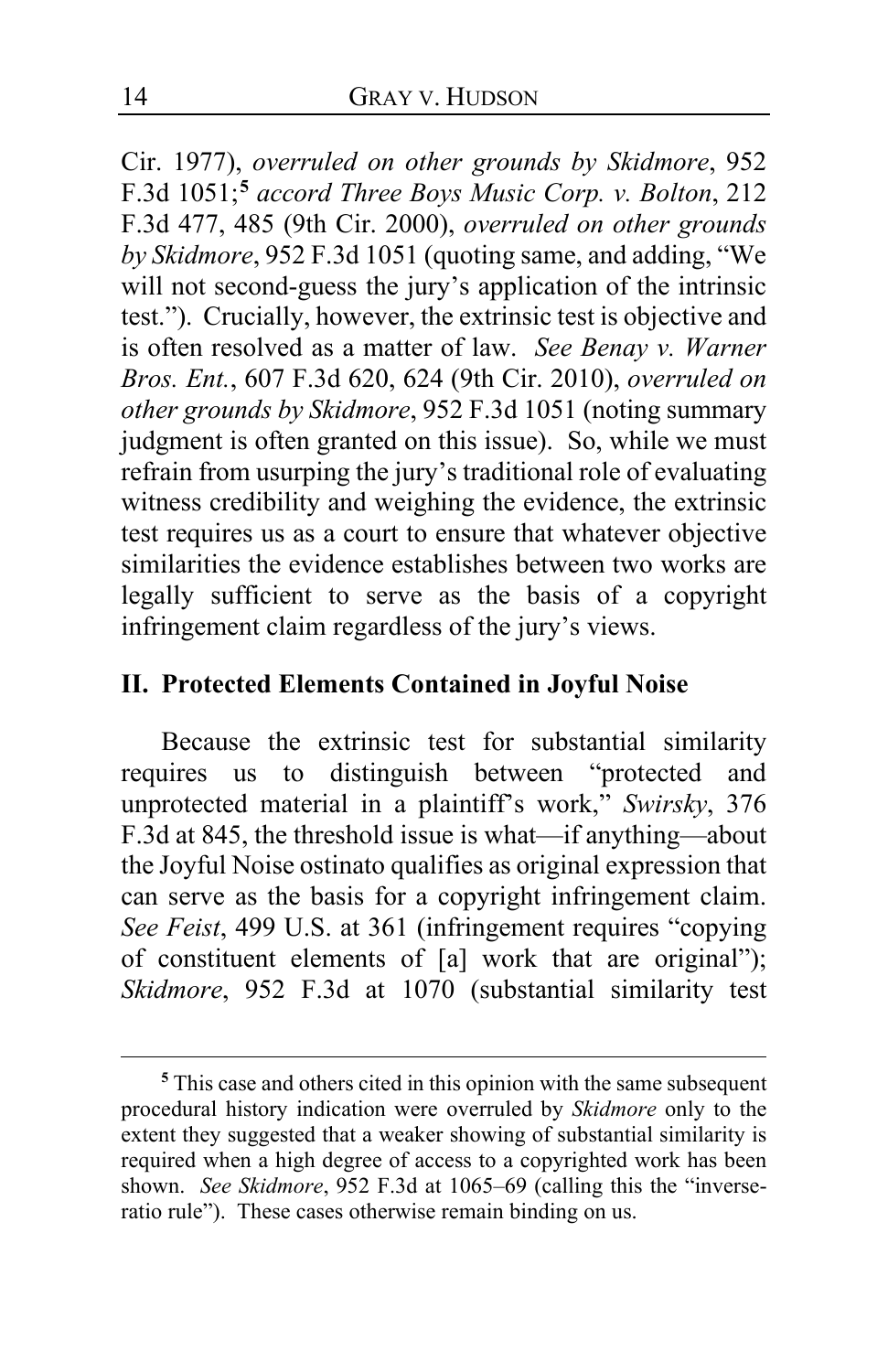Cir. 1977), *overruled on other grounds by Skidmore*, 952 F.3d 1051;[5] *accord Three Boys Music Corp. v. Bolton*, 212 F.3d 477, 485 (9th Cir. 2000), *overruled on other grounds by Skidmore*, 952 F.3d 1051 (quoting same, and adding, "We will not second-guess the jury's application of the intrinsic test."). Crucially, however, the extrinsic test is objective and is often resolved as a matter of law. *See Benay v. Warner Bros. Ent.*, 607 F.3d 620, 624 (9th Cir. 2010), *overruled on other grounds by Skidmore*, 952 F.3d 1051 (noting summary judgment is often granted on this issue). So, while we must refrain from usurping the jury's traditional role of evaluating witness credibility and weighing the evidence, the extrinsic test requires us as a court to ensure that whatever objective similarities the evidence establishes between two works are legally sufficient to serve as the basis of a copyright infringement claim regardless of the jury's views.

## II. Protected Elements Contained in Joyful Noise

Because the extrinsic test for substantial similarity requires us to distinguish between "protected and unprotected material in a plaintiff's work," *Swirsky*, 376 F.3d at 845, the threshold issue is what—if anything—about the Joyful Noise ostinato qualifies as original expression that can serve as the basis for a copyright infringement claim. *See Feist*, 499 U.S. at 361 (infringement requires "copying of constituent elements of [a] work that are original"); *Skidmore*, 952 F.3d at 1070 (substantial similarity test

---

[5] This case and others cited in this opinion with the same subsequent procedural history indication were overruled by *Skidmore* only to the extent they suggested that a weaker showing of substantial similarity is required when a high degree of access to a copyrighted work has been shown. *See Skidmore*, 952 F.3d at 1065–69 (calling this the "inverse-ratio rule"). These cases otherwise remain binding on us.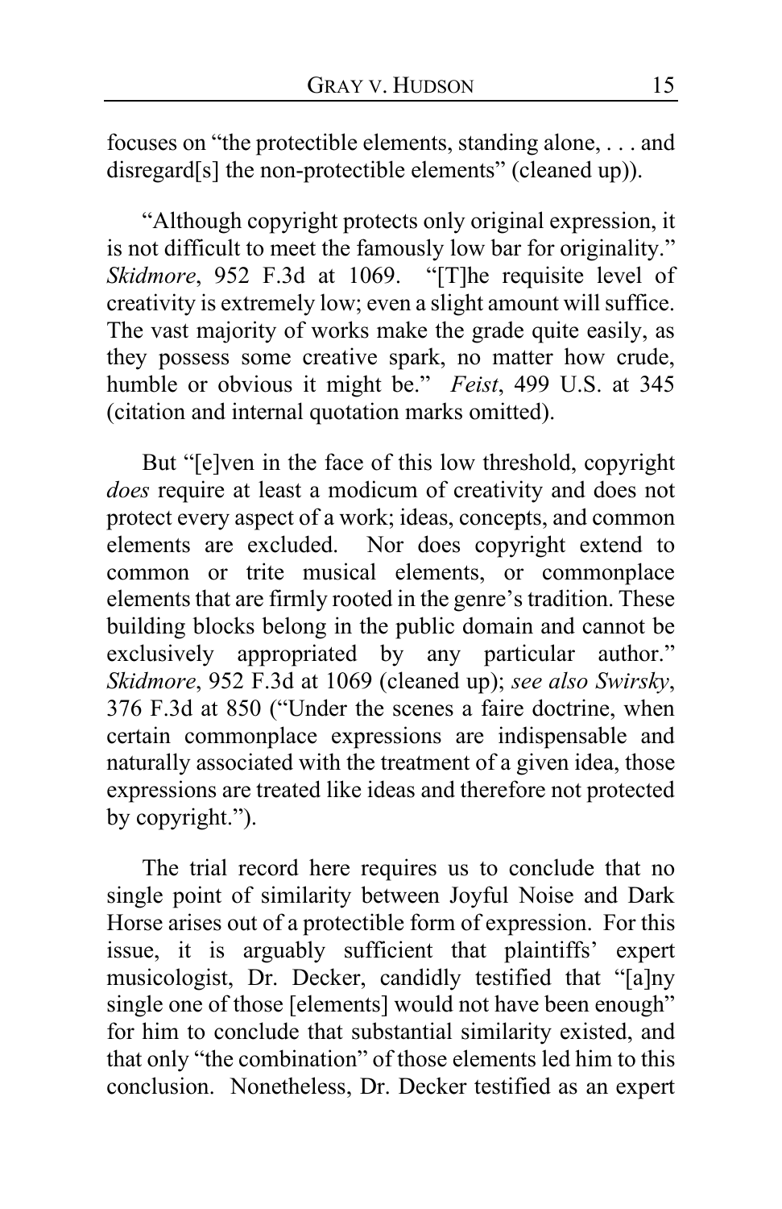focuses on "the protectible elements, standing alone, . . . and disregard[s] the non-protectible elements" (cleaned up)).

"Although copyright protects only original expression, it is not difficult to meet the famously low bar for originality." *Skidmore*, 952 F.3d at 1069. "[T]he requisite level of creativity is extremely low; even a slight amount will suffice. The vast majority of works make the grade quite easily, as they possess some creative spark, no matter how crude, humble or obvious it might be." *Feist*, 499 U.S. at 345 (citation and internal quotation marks omitted).

But "[e]ven in the face of this low threshold, copyright *does* require at least a modicum of creativity and does not protect every aspect of a work; ideas, concepts, and common elements are excluded. Nor does copyright extend to common or trite musical elements, or commonplace elements that are firmly rooted in the genre's tradition. These building blocks belong in the public domain and cannot be exclusively appropriated by any particular author." *Skidmore*, 952 F.3d at 1069 (cleaned up); *see also Swirsky*, 376 F.3d at 850 ("Under the scenes a faire doctrine, when certain commonplace expressions are indispensable and naturally associated with the treatment of a given idea, those expressions are treated like ideas and therefore not protected by copyright.").

The trial record here requires us to conclude that no single point of similarity between Joyful Noise and Dark Horse arises out of a protectible form of expression. For this issue, it is arguably sufficient that plaintiffs' expert musicologist, Dr. Decker, candidly testified that "[a]ny single one of those [elements] would not have been enough" for him to conclude that substantial similarity existed, and that only "the combination" of those elements led him to this conclusion. Nonetheless, Dr. Decker testified as an expert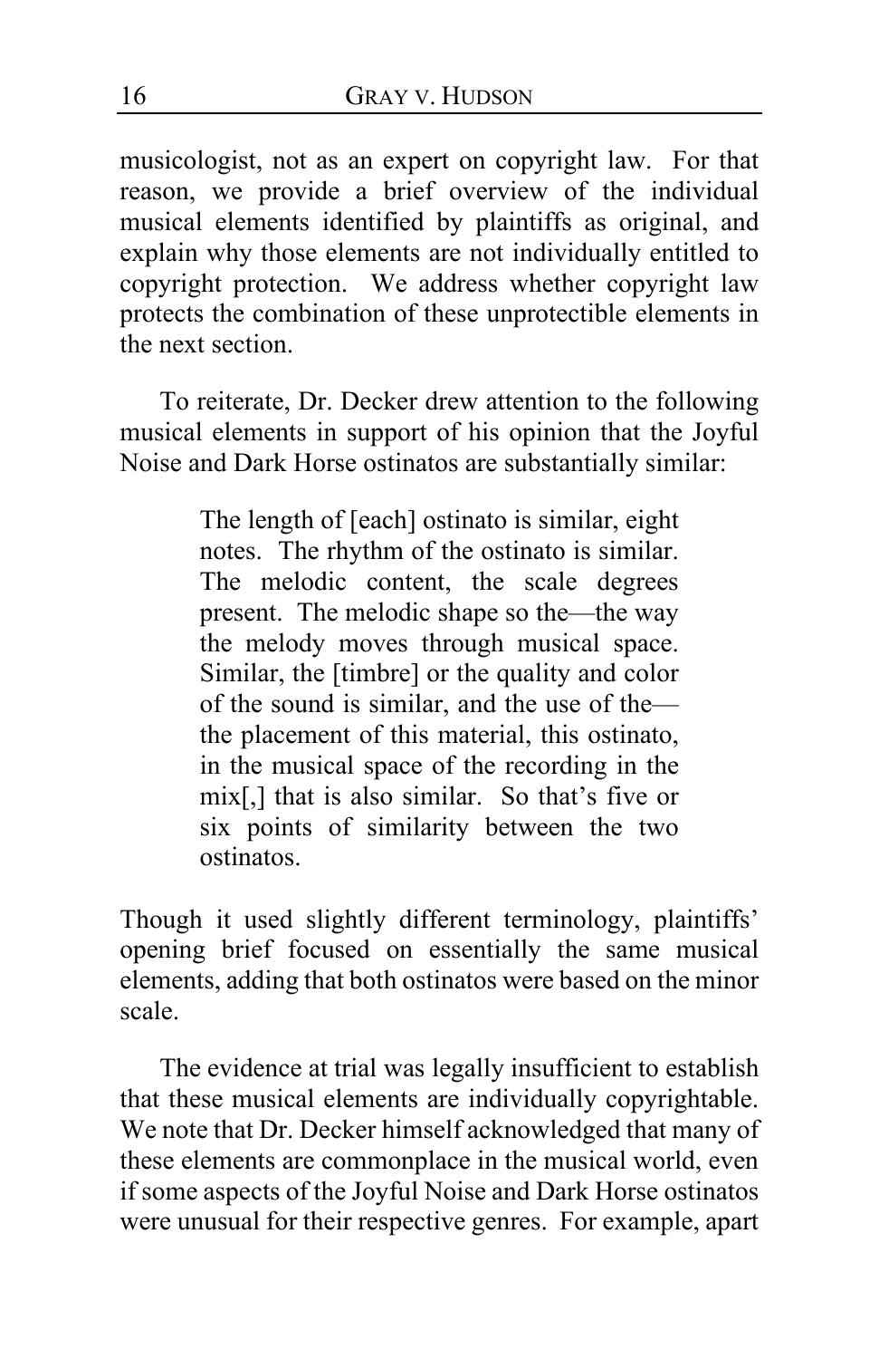musicologist, not as an expert on copyright law. For that reason, we provide a brief overview of the individual musical elements identified by plaintiffs as original, and explain why those elements are not individually entitled to copyright protection. We address whether copyright law protects the combination of these unprotectible elements in the next section.

To reiterate, Dr. Decker drew attention to the following musical elements in support of his opinion that the Joyful Noise and Dark Horse ostinatos are substantially similar:

> The length of [each] ostinato is similar, eight notes. The rhythm of the ostinato is similar. The melodic content, the scale degrees present. The melodic shape so the—the way the melody moves through musical space. Similar, the [timbre] or the quality and color of the sound is similar, and the use of the—the placement of this material, this ostinato, in the musical space of the recording in the mix[,] that is also similar. So that's five or six points of similarity between the two ostinatos.

Though it used slightly different terminology, plaintiffs' opening brief focused on essentially the same musical elements, adding that both ostinatos were based on the minor scale.

The evidence at trial was legally insufficient to establish that these musical elements are individually copyrightable. We note that Dr. Decker himself acknowledged that many of these elements are commonplace in the musical world, even if some aspects of the Joyful Noise and Dark Horse ostinatos were unusual for their respective genres. For example, apart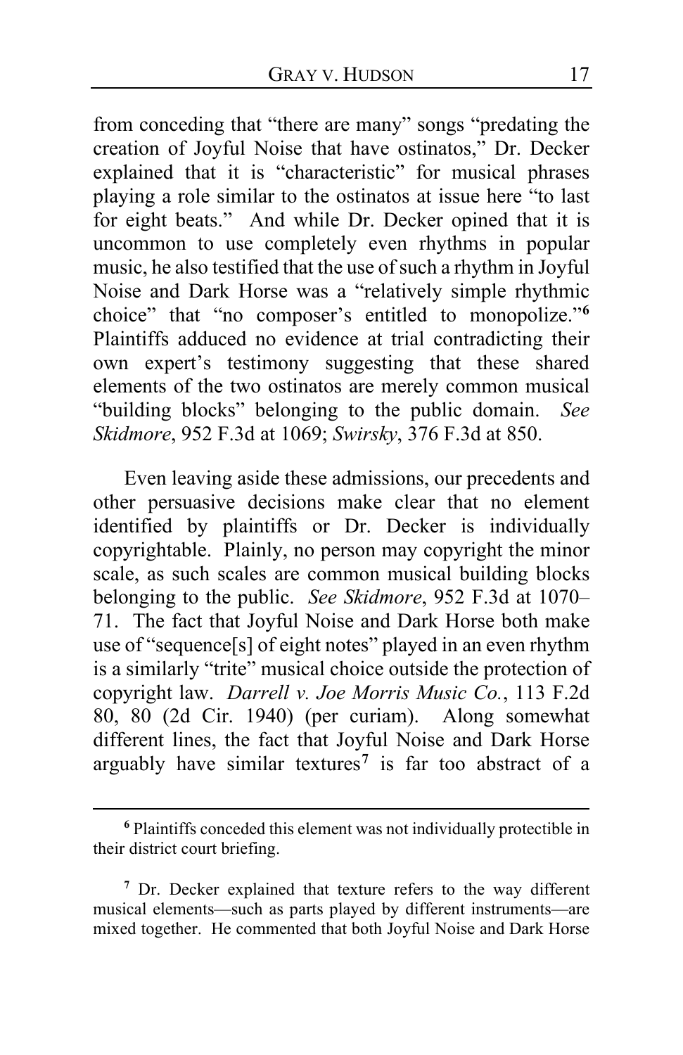from conceding that "there are many" songs "predating the creation of Joyful Noise that have ostinatos," Dr. Decker explained that it is "characteristic" for musical phrases playing a role similar to the ostinatos at issue here "to last for eight beats." And while Dr. Decker opined that it is uncommon to use completely even rhythms in popular music, he also testified that the use of such a rhythm in Joyful Noise and Dark Horse was a "relatively simple rhythmic choice" that "no composer's entitled to monopolize."[6] Plaintiffs adduced no evidence at trial contradicting their own expert's testimony suggesting that these shared elements of the two ostinatos are merely common musical "building blocks" belonging to the public domain. *See Skidmore*, 952 F.3d at 1069; *Swirsky*, 376 F.3d at 850.

Even leaving aside these admissions, our precedents and other persuasive decisions make clear that no element identified by plaintiffs or Dr. Decker is individually copyrightable. Plainly, no person may copyright the minor scale, as such scales are common musical building blocks belonging to the public. *See Skidmore*, 952 F.3d at 1070–71. The fact that Joyful Noise and Dark Horse both make use of "sequence[s] of eight notes" played in an even rhythm is a similarly "trite" musical choice outside the protection of copyright law. *Darrell v. Joe Morris Music Co.*, 113 F.2d 80, 80 (2d Cir. 1940) (per curiam). Along somewhat different lines, the fact that Joyful Noise and Dark Horse arguably have similar textures[7] is far too abstract of a

---

[6] Plaintiffs conceded this element was not individually protectible in their district court briefing.

[7] Dr. Decker explained that texture refers to the way different musical elements—such as parts played by different instruments—are mixed together. He commented that both Joyful Noise and Dark Horse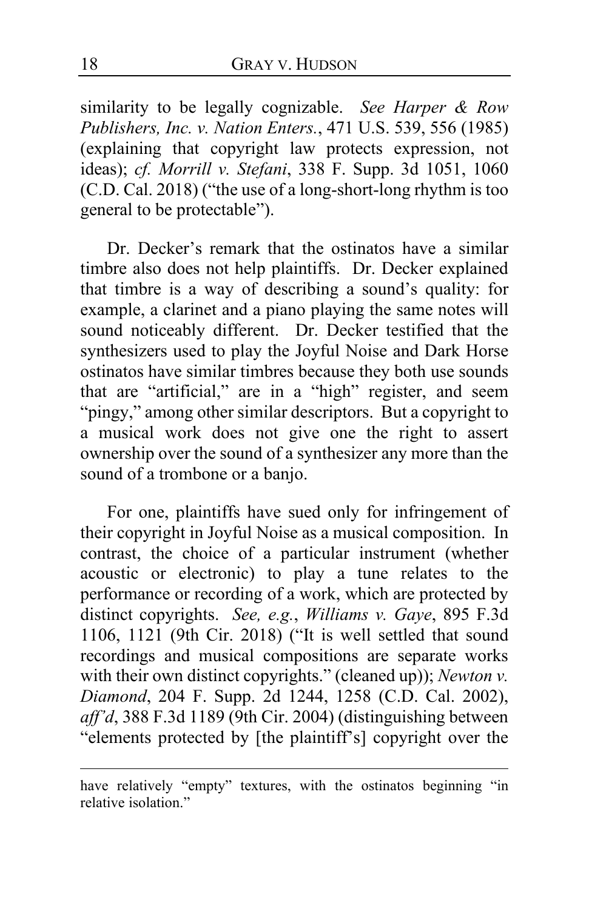similarity to be legally cognizable. *See Harper & Row Publishers, Inc. v. Nation Enters.*, 471 U.S. 539, 556 (1985) (explaining that copyright law protects expression, not ideas); *cf. Morrill v. Stefani*, 338 F. Supp. 3d 1051, 1060 (C.D. Cal. 2018) ("the use of a long-short-long rhythm is too general to be protectable").

Dr. Decker's remark that the ostinatos have a similar timbre also does not help plaintiffs. Dr. Decker explained that timbre is a way of describing a sound's quality: for example, a clarinet and a piano playing the same notes will sound noticeably different. Dr. Decker testified that the synthesizers used to play the Joyful Noise and Dark Horse ostinatos have similar timbres because they both use sounds that are "artificial," are in a "high" register, and seem "pingy," among other similar descriptors. But a copyright to a musical work does not give one the right to assert ownership over the sound of a synthesizer any more than the sound of a trombone or a banjo.

For one, plaintiffs have sued only for infringement of their copyright in Joyful Noise as a musical composition. In contrast, the choice of a particular instrument (whether acoustic or electronic) to play a tune relates to the performance or recording of a work, which are protected by distinct copyrights. *See, e.g.*, *Williams v. Gaye*, 895 F.3d 1106, 1121 (9th Cir. 2018) ("It is well settled that sound recordings and musical compositions are separate works with their own distinct copyrights." (cleaned up)); *Newton v. Diamond*, 204 F. Supp. 2d 1244, 1258 (C.D. Cal. 2002), *aff'd*, 388 F.3d 1189 (9th Cir. 2004) (distinguishing between "elements protected by [the plaintiff's] copyright over the

---

have relatively "empty" textures, with the ostinatos beginning "in relative isolation."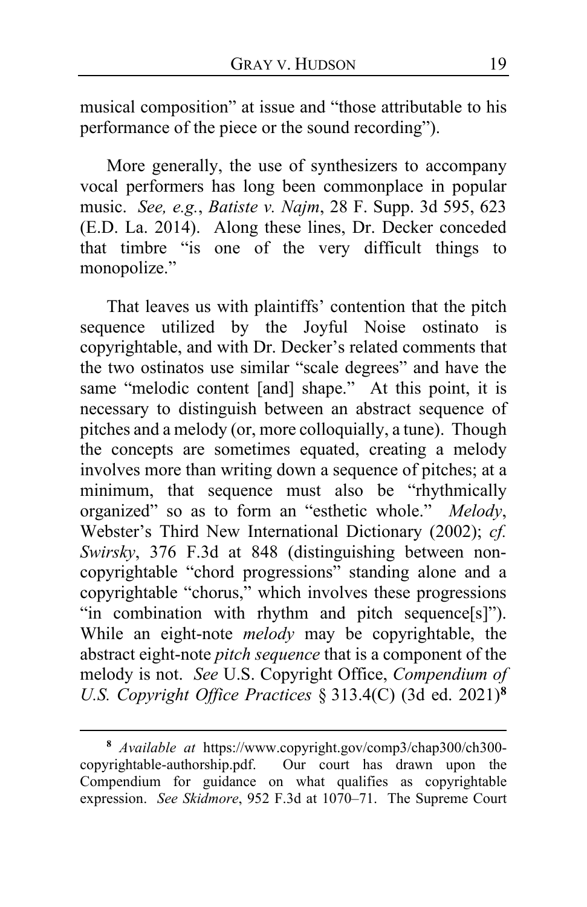musical composition" at issue and "those attributable to his performance of the piece or the sound recording").

More generally, the use of synthesizers to accompany vocal performers has long been commonplace in popular music. *See, e.g.*, *Batiste v. Najm*, 28 F. Supp. 3d 595, 623 (E.D. La. 2014). Along these lines, Dr. Decker conceded that timbre "is one of the very difficult things to monopolize."

That leaves us with plaintiffs' contention that the pitch sequence utilized by the Joyful Noise ostinato is copyrightable, and with Dr. Decker's related comments that the two ostinatos use similar "scale degrees" and have the same "melodic content [and] shape." At this point, it is necessary to distinguish between an abstract sequence of pitches and a melody (or, more colloquially, a tune). Though the concepts are sometimes equated, creating a melody involves more than writing down a sequence of pitches; at a minimum, that sequence must also be "rhythmically organized" so as to form an "esthetic whole." *Melody*, Webster's Third New International Dictionary (2002); *cf.* *Swirsky*, 376 F.3d at 848 (distinguishing between non-copyrightable "chord progressions" standing alone and a copyrightable "chorus," which involves these progressions "in combination with rhythm and pitch sequence[s]"). While an eight-note *melody* may be copyrightable, the abstract eight-note *pitch sequence* that is a component of the melody is not. *See* U.S. Copyright Office, *Compendium of U.S. Copyright Office Practices* § 313.4(C) (3d ed. 2021)[8]

---

[8] *Available at* https://www.copyright.gov/comp3/chap300/ch300-copyrightable-authorship.pdf. Our court has drawn upon the Compendium for guidance on what qualifies as copyrightable expression. *See Skidmore*, 952 F.3d at 1070–71. The Supreme Court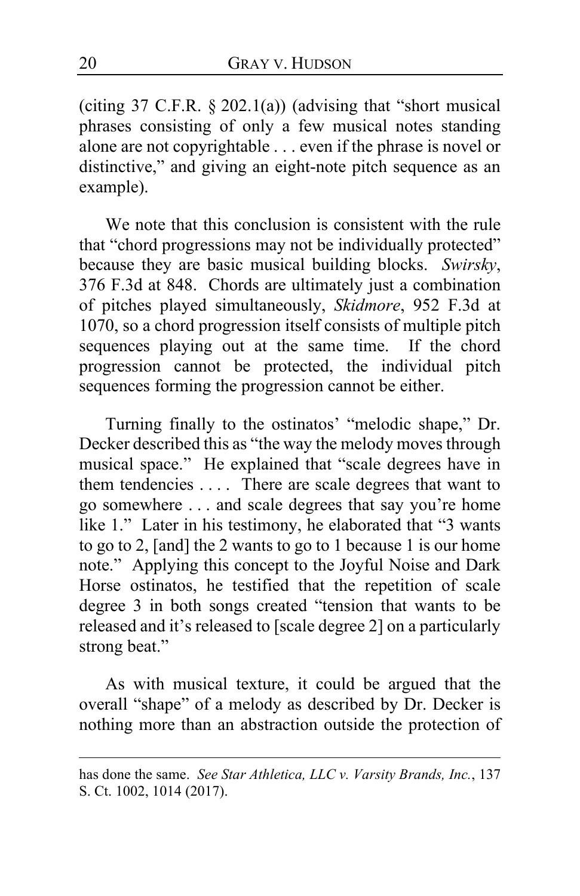(citing 37 C.F.R. § 202.1(a)) (advising that "short musical phrases consisting of only a few musical notes standing alone are not copyrightable . . . even if the phrase is novel or distinctive," and giving an eight-note pitch sequence as an example).

We note that this conclusion is consistent with the rule that "chord progressions may not be individually protected" because they are basic musical building blocks. *Swirsky*, 376 F.3d at 848. Chords are ultimately just a combination of pitches played simultaneously, *Skidmore*, 952 F.3d at 1070, so a chord progression itself consists of multiple pitch sequences playing out at the same time. If the chord progression cannot be protected, the individual pitch sequences forming the progression cannot be either.

Turning finally to the ostinatos' "melodic shape," Dr. Decker described this as "the way the melody moves through musical space." He explained that "scale degrees have in them tendencies . . . . There are scale degrees that want to go somewhere . . . and scale degrees that say you're home like 1." Later in his testimony, he elaborated that "3 wants to go to 2, [and] the 2 wants to go to 1 because 1 is our home note." Applying this concept to the Joyful Noise and Dark Horse ostinatos, he testified that the repetition of scale degree 3 in both songs created "tension that wants to be released and it's released to [scale degree 2] on a particularly strong beat."

As with musical texture, it could be argued that the overall "shape" of a melody as described by Dr. Decker is nothing more than an abstraction outside the protection of

---

has done the same. *See Star Athletica, LLC v. Varsity Brands, Inc.*, 137 S. Ct. 1002, 1014 (2017).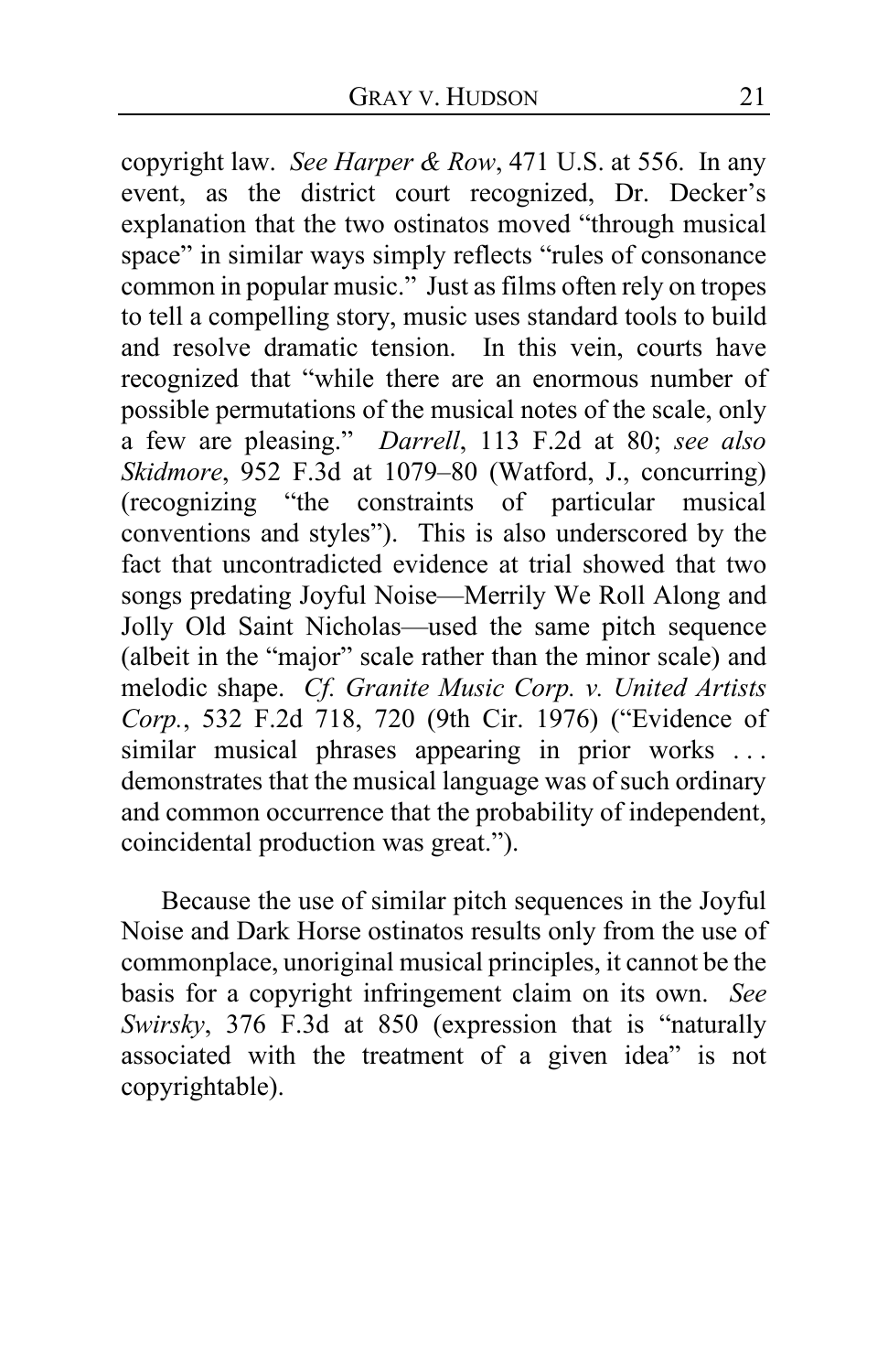copyright law. *See Harper & Row*, 471 U.S. at 556. In any event, as the district court recognized, Dr. Decker's explanation that the two ostinatos moved "through musical space" in similar ways simply reflects "rules of consonance common in popular music." Just as films often rely on tropes to tell a compelling story, music uses standard tools to build and resolve dramatic tension. In this vein, courts have recognized that "while there are an enormous number of possible permutations of the musical notes of the scale, only a few are pleasing." *Darrell*, 113 F.2d at 80; *see also Skidmore*, 952 F.3d at 1079–80 (Watford, J., concurring) (recognizing "the constraints of particular musical conventions and styles"). This is also underscored by the fact that uncontradicted evidence at trial showed that two songs predating Joyful Noise—Merrily We Roll Along and Jolly Old Saint Nicholas—used the same pitch sequence (albeit in the "major" scale rather than the minor scale) and melodic shape. *Cf. Granite Music Corp. v. United Artists Corp.*, 532 F.2d 718, 720 (9th Cir. 1976) ("Evidence of similar musical phrases appearing in prior works . . . demonstrates that the musical language was of such ordinary and common occurrence that the probability of independent, coincidental production was great.").

Because the use of similar pitch sequences in the Joyful Noise and Dark Horse ostinatos results only from the use of commonplace, unoriginal musical principles, it cannot be the basis for a copyright infringement claim on its own. *See Swirsky*, 376 F.3d at 850 (expression that is "naturally associated with the treatment of a given idea" is not copyrightable).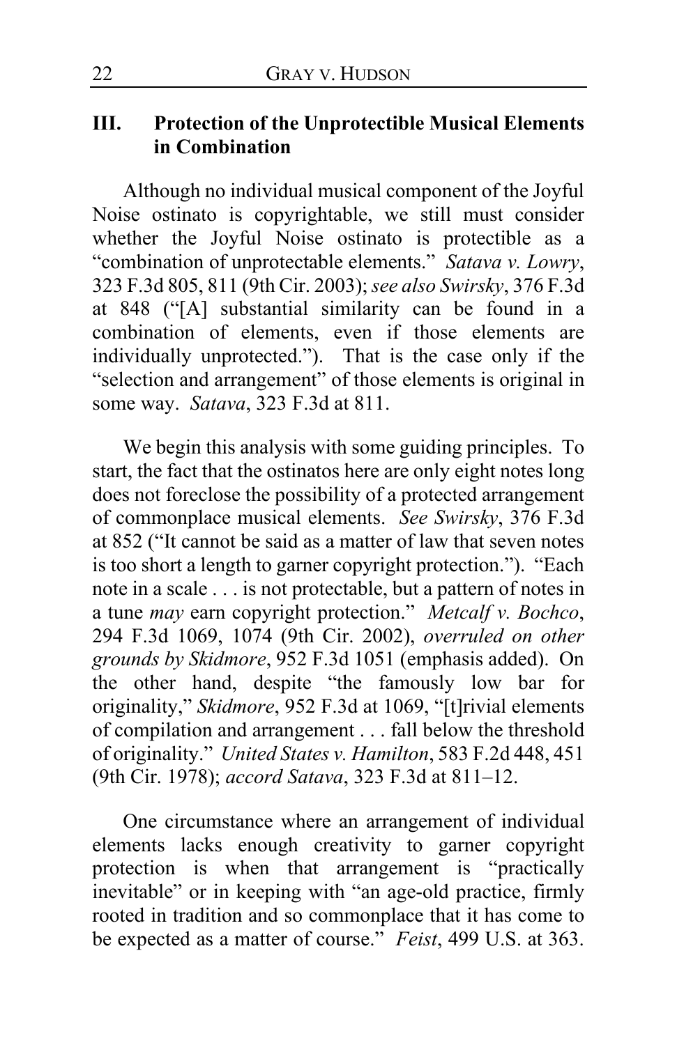## III. Protection of the Unprotectible Musical Elements in Combination

Although no individual musical component of the Joyful Noise ostinato is copyrightable, we still must consider whether the Joyful Noise ostinato is protectible as a "combination of unprotectable elements." *Satava v. Lowry*, 323 F.3d 805, 811 (9th Cir. 2003); *see also Swirsky*, 376 F.3d at 848 ("[A] substantial similarity can be found in a combination of elements, even if those elements are individually unprotected."). That is the case only if the "selection and arrangement" of those elements is original in some way. *Satava*, 323 F.3d at 811.

We begin this analysis with some guiding principles. To start, the fact that the ostinatos here are only eight notes long does not foreclose the possibility of a protected arrangement of commonplace musical elements. *See Swirsky*, 376 F.3d at 852 ("It cannot be said as a matter of law that seven notes is too short a length to garner copyright protection."). "Each note in a scale . . . is not protectable, but a pattern of notes in a tune *may* earn copyright protection." *Metcalf v. Bochco*, 294 F.3d 1069, 1074 (9th Cir. 2002), *overruled on other grounds by Skidmore*, 952 F.3d 1051 (emphasis added). On the other hand, despite "the famously low bar for originality," *Skidmore*, 952 F.3d at 1069, "[t]rivial elements of compilation and arrangement . . . fall below the threshold of originality." *United States v. Hamilton*, 583 F.2d 448, 451 (9th Cir. 1978); *accord Satava*, 323 F.3d at 811–12.

One circumstance where an arrangement of individual elements lacks enough creativity to garner copyright protection is when that arrangement is "practically inevitable" or in keeping with "an age-old practice, firmly rooted in tradition and so commonplace that it has come to be expected as a matter of course." *Feist*, 499 U.S. at 363.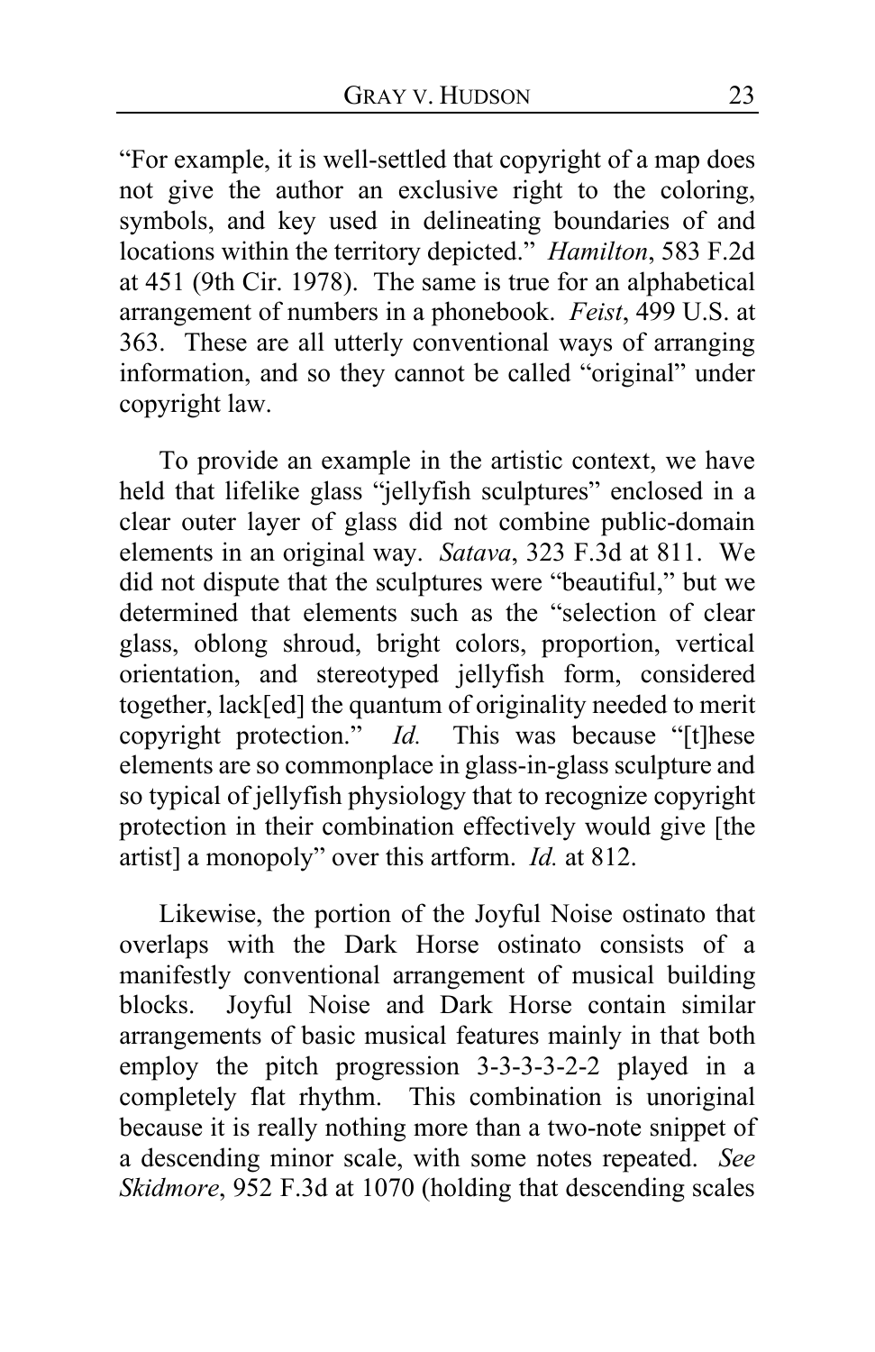"For example, it is well-settled that copyright of a map does not give the author an exclusive right to the coloring, symbols, and key used in delineating boundaries of and locations within the territory depicted." *Hamilton*, 583 F.2d at 451 (9th Cir. 1978). The same is true for an alphabetical arrangement of numbers in a phonebook. *Feist*, 499 U.S. at 363. These are all utterly conventional ways of arranging information, and so they cannot be called "original" under copyright law.

To provide an example in the artistic context, we have held that lifelike glass "jellyfish sculptures" enclosed in a clear outer layer of glass did not combine public-domain elements in an original way. *Satava*, 323 F.3d at 811. We did not dispute that the sculptures were "beautiful," but we determined that elements such as the "selection of clear glass, oblong shroud, bright colors, proportion, vertical orientation, and stereotyped jellyfish form, considered together, lack[ed] the quantum of originality needed to merit copyright protection." *Id.* This was because "[t]hese elements are so commonplace in glass-in-glass sculpture and so typical of jellyfish physiology that to recognize copyright protection in their combination effectively would give [the artist] a monopoly" over this artform. *Id.* at 812.

Likewise, the portion of the Joyful Noise ostinato that overlaps with the Dark Horse ostinato consists of a manifestly conventional arrangement of musical building blocks. Joyful Noise and Dark Horse contain similar arrangements of basic musical features mainly in that both employ the pitch progression 3-3-3-3-2-2 played in a completely flat rhythm. This combination is unoriginal because it is really nothing more than a two-note snippet of a descending minor scale, with some notes repeated. *See Skidmore*, 952 F.3d at 1070 (holding that descending scales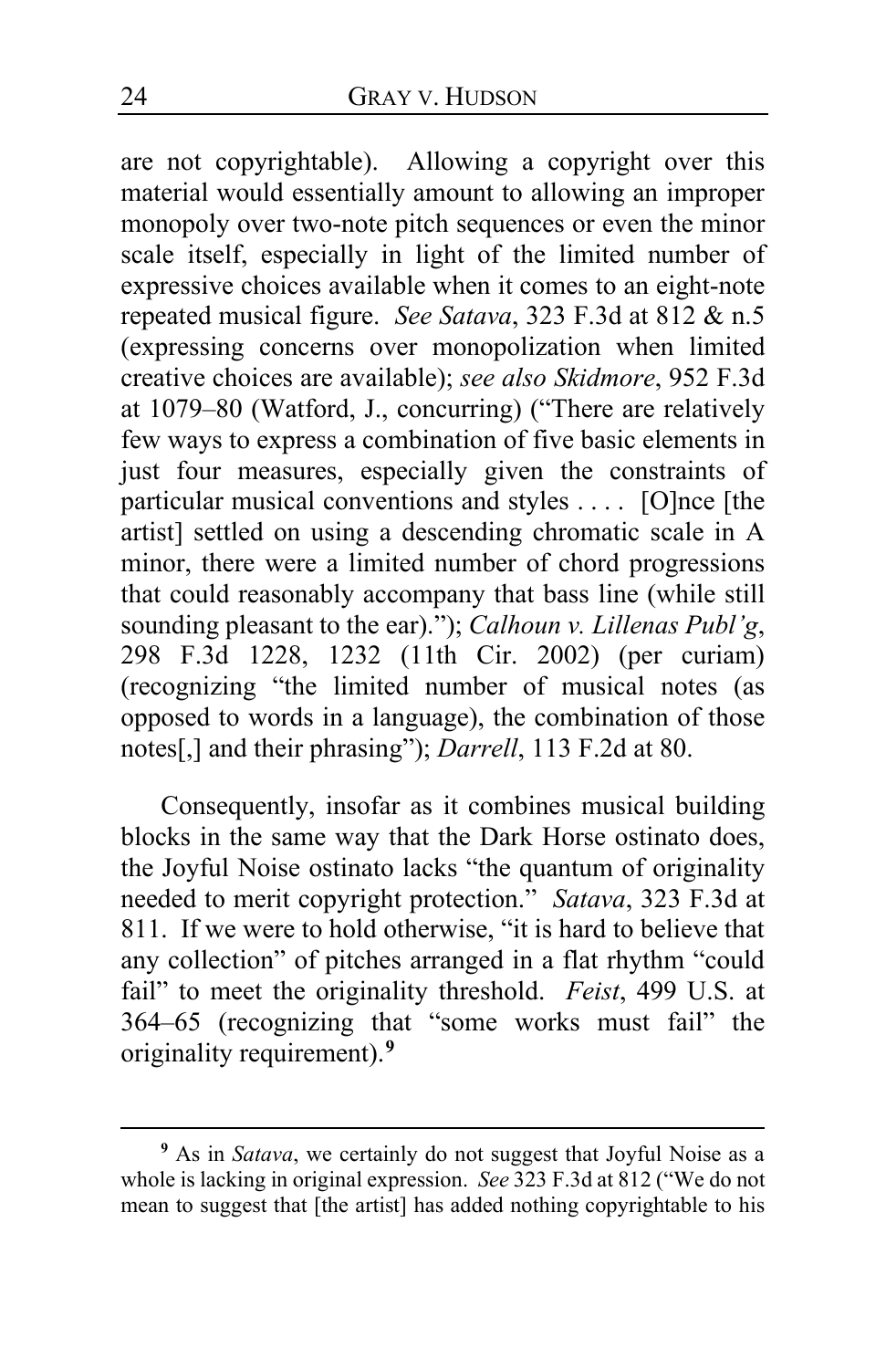are not copyrightable). Allowing a copyright over this material would essentially amount to allowing an improper monopoly over two-note pitch sequences or even the minor scale itself, especially in light of the limited number of expressive choices available when it comes to an eight-note repeated musical figure. *See Satava*, 323 F.3d at 812 & n.5 (expressing concerns over monopolization when limited creative choices are available); *see also Skidmore*, 952 F.3d at 1079–80 (Watford, J., concurring) ("There are relatively few ways to express a combination of five basic elements in just four measures, especially given the constraints of particular musical conventions and styles . . . . [O]nce [the artist] settled on using a descending chromatic scale in A minor, there were a limited number of chord progressions that could reasonably accompany that bass line (while still sounding pleasant to the ear)."); *Calhoun v. Lillenas Publ'g*, 298 F.3d 1228, 1232 (11th Cir. 2002) (per curiam) (recognizing "the limited number of musical notes (as opposed to words in a language), the combination of those notes[,] and their phrasing"); *Darrell*, 113 F.2d at 80.

Consequently, insofar as it combines musical building blocks in the same way that the Dark Horse ostinato does, the Joyful Noise ostinato lacks "the quantum of originality needed to merit copyright protection." *Satava*, 323 F.3d at 811. If we were to hold otherwise, "it is hard to believe that any collection" of pitches arranged in a flat rhythm "could fail" to meet the originality threshold. *Feist*, 499 U.S. at 364–65 (recognizing that "some works must fail" the originality requirement).[9]

[9] As in *Satava*, we certainly do not suggest that Joyful Noise as a whole is lacking in original expression. *See* 323 F.3d at 812 ("We do not mean to suggest that [the artist] has added nothing copyrightable to his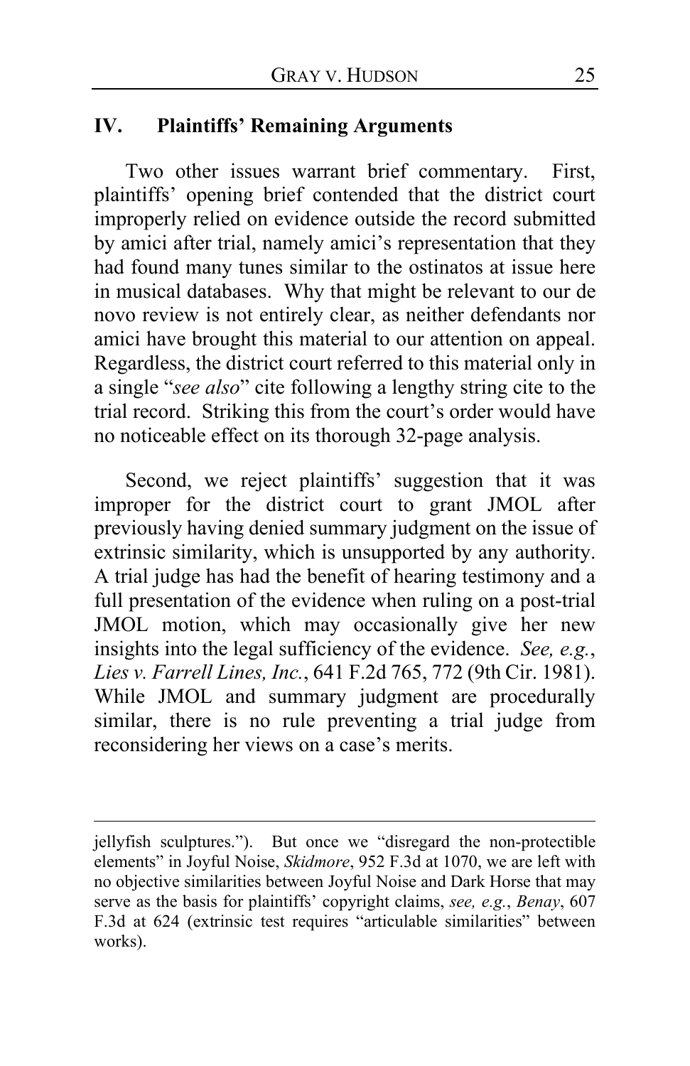## IV. Plaintiffs' Remaining Arguments

Two other issues warrant brief commentary. First, plaintiffs' opening brief contended that the district court improperly relied on evidence outside the record submitted by amici after trial, namely amici's representation that they had found many tunes similar to the ostinatos at issue here in musical databases. Why that might be relevant to our de novo review is not entirely clear, as neither defendants nor amici have brought this material to our attention on appeal. Regardless, the district court referred to this material only in a single "*see also*" cite following a lengthy string cite to the trial record. Striking this from the court's order would have no noticeable effect on its thorough 32-page analysis.

Second, we reject plaintiffs' suggestion that it was improper for the district court to grant JMOL after previously having denied summary judgment on the issue of extrinsic similarity, which is unsupported by any authority. A trial judge has had the benefit of hearing testimony and a full presentation of the evidence when ruling on a post-trial JMOL motion, which may occasionally give her new insights into the legal sufficiency of the evidence. *See, e.g.*, *Lies v. Farrell Lines, Inc.*, 641 F.2d 765, 772 (9th Cir. 1981). While JMOL and summary judgment are procedurally similar, there is no rule preventing a trial judge from reconsidering her views on a case's merits.

---

jellyfish sculptures."). But once we "disregard the non-protectible elements" in Joyful Noise, *Skidmore*, 952 F.3d at 1070, we are left with no objective similarities between Joyful Noise and Dark Horse that may serve as the basis for plaintiffs' copyright claims, *see, e.g.*, *Benay*, 607 F.3d at 624 (extrinsic test requires "articulable similarities" between works).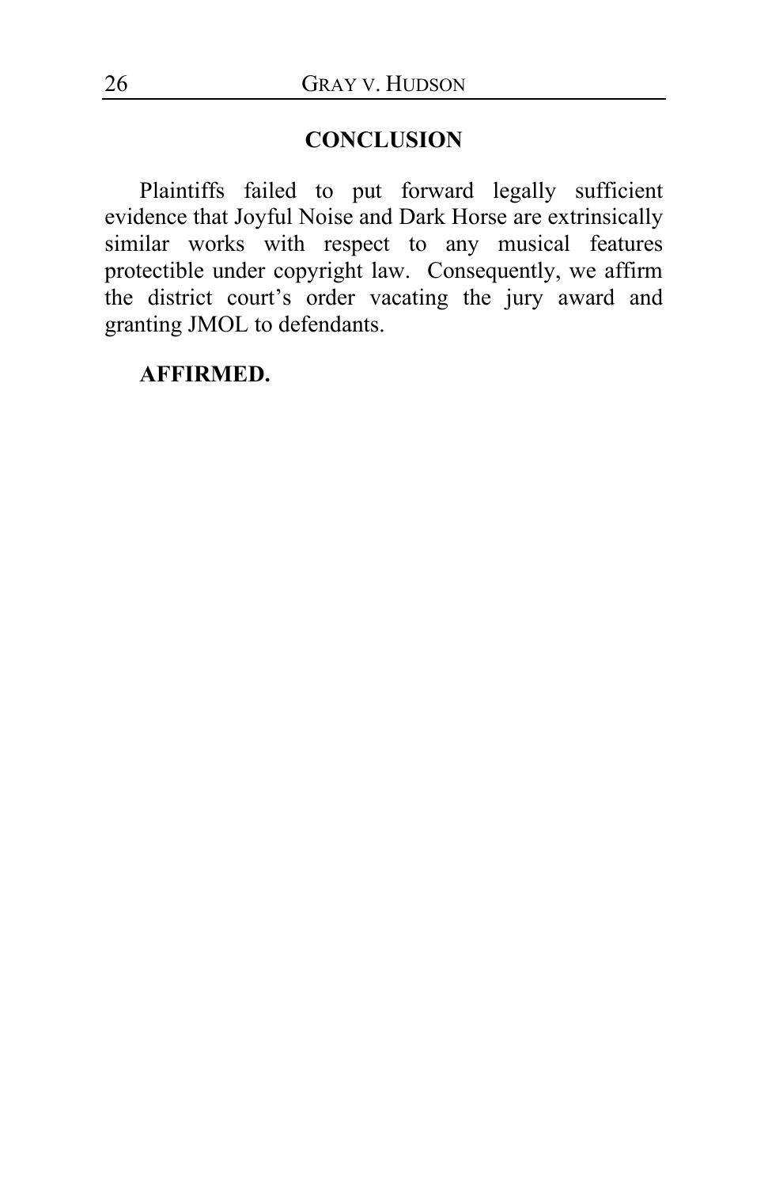## CONCLUSION

Plaintiffs failed to put forward legally sufficient evidence that Joyful Noise and Dark Horse are extrinsically similar works with respect to any musical features protectible under copyright law. Consequently, we affirm the district court's order vacating the jury award and granting JMOL to defendants.

**AFFIRMED.**